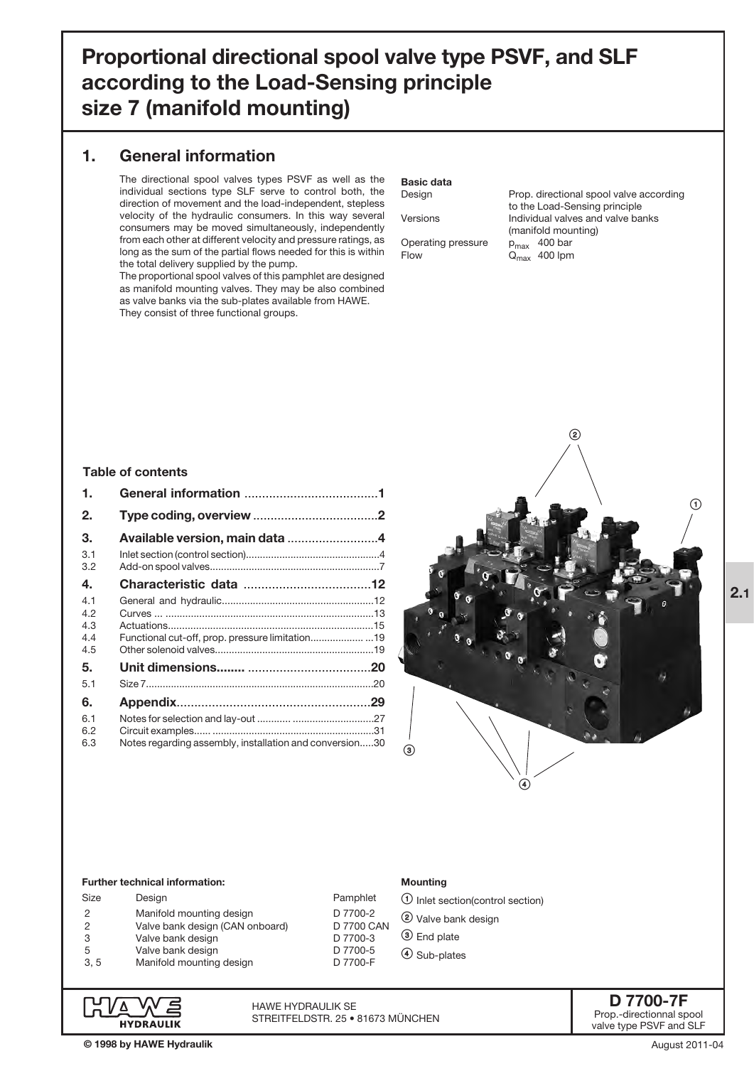# Proportional directional spool valve type PSVF, and SLF according to the Load-Sensing principle size 7 (manifold mounting)

## 1. General information

The directional spool valves types PSVF as well as the individual sections type SLF serve to control both, the direction of movement and the load-independent, stepless velocity of the hydraulic consumers. In this way several consumers may be moved simultaneously, independently from each other at different velocity and pressure ratings, as long as the sum of the partial flows needed for this is within the total delivery supplied by the pump.

The proportional spool valves of this pamphlet are designed as manifold mounting valves. They may be also combined as valve banks via the sub-plates available from HAWE. They consist of three functional groups.

**Basic data**

| | |
|---|---|
| Design | Prop. directional spool valve according to the Load-Sensing principle |
| Versions | Individual valves and valve banks (manifold mounting) |
| Operating pressure | $p_{max}$ 400 bar |
| Flow | $Q_{max}$ 400 lpm |

**Table of contents**

| | | |
|---|---|---|
| **1.** | **General information** | **1** |
| **2.** | **Type coding, overview** | **2** |
| **3.** | **Available version, main data** | **4** |
| 3.1 | Inlet section (control section) | 4 |
| 3.2 | Add-on spool valves | 7 |
| **4.** | **Characteristic data** | **12** |
| 4.1 | General and hydraulic | 12 |
| 4.2 | Curves ... | 13 |
| 4.3 | Actuations | 15 |
| 4.4 | Functional cut-off, prop. pressure limitation | 19 |
| 4.5 | Other solenoid valves | 19 |
| **5.** | **Unit dimensions........** | **20** |
| 5.1 | Size 7 | 20 |
| **6.** | **Appendix** | **29** |
| 6.1 | Notes for selection and lay-out | 27 |
| 6.2 | Circuit examples | 31 |
| 6.3 | Notes regarding assembly, installation and conversion | 30 |

**Further technical information:**

| Size | Design | Pamphlet |
|---|---|---|
| 2 | Manifold mounting design | D 7700-2 |
| 2 | Valve bank design (CAN onboard) | D 7700 CAN |
| 3 | Valve bank design | D 7700-3 |
| 5 | Valve bank design | D 7700-5 |
| 3, 5 | Manifold mounting design | D 7700-F |

**Mounting**

① Inlet section(control section)
② Valve bank design
③ End plate
④ Sub-plates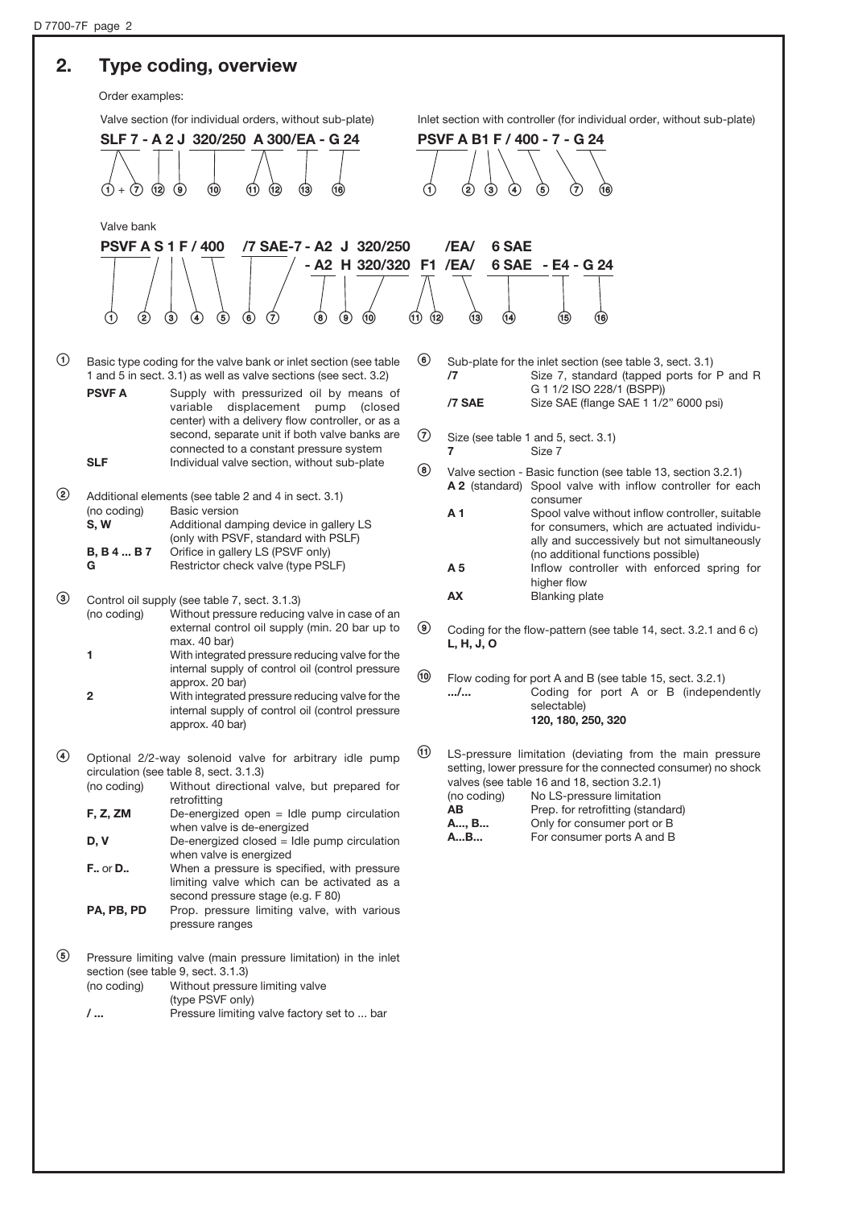## 2. Type coding, overview

Order examples:

Valve section (for individual orders, without sub-plate)

```
SLF 7 - A 2 J  320/250  A 300/EA - G 24
 ①+⑦  ⑫ ⑨    ⑩        ⑪  ⑫    ⑬    ⑯
```

Inlet section with controller (for individual order, without sub-plate)

```
PSVF A B1 F / 400 - 7 - G 24
 ①    ② ③ ④   ⑤    ⑦   ⑯
```

Valve bank

```
PSVF A S 1 F / 400   /7 SAE-7 - A2  J  320/250      /EA/   6 SAE
                                 - A2  H  320/320  F1 /EA/   6 SAE  - E4 - G 24
 ①    ② ③ ④   ⑤     ⑥      ⑦     ⑧  ⑨    ⑩       ⑪ ⑫   ⑬      ⑭      ⑮    ⑯
```

① Basic type coding for the valve bank or inlet section (see table 1 and 5 in sect. 3.1) as well as valve sections (see sect. 3.2)

| | |
|---|---|
| **PSVF A** | Supply with pressurized oil by means of variable displacement pump (closed center) with a delivery flow controller, or as a second, separate unit if both valve banks are connected to a constant pressure system |
| **SLF** | Individual valve section, without sub-plate |

② Additional elements (see table 2 and 4 in sect. 3.1)

| | |
|---|---|
| (no coding) | Basic version |
| **S, W** | Additional damping device in gallery LS (only with PSVF, standard with PSLF) |
| **B, B 4 ... B 7** | Orifice in gallery LS (PSVF only) |
| **G** | Restrictor check valve (type PSLF) |

③ Control oil supply (see table 7, sect. 3.1.3)

| | |
|---|---|
| (no coding) | Without pressure reducing valve in case of an external control oil supply (min. 20 bar up to max. 40 bar) |
| **1** | With integrated pressure reducing valve for the internal supply of control oil (control pressure approx. 20 bar) |
| **2** | With integrated pressure reducing valve for the internal supply of control oil (control pressure approx. 40 bar) |

④ Optional 2/2-way solenoid valve for arbitrary idle pump circulation (see table 8, sect. 3.1.3)

| | |
|---|---|
| (no coding) | Without directional valve, but prepared for retrofitting |
| **F, Z, ZM** | De-energized open = Idle pump circulation when valve is de-energized |
| **D, V** | De-energized closed = Idle pump circulation when valve is energized |
| **F..** or **D..** | When a pressure is specified, with pressure limiting valve which can be activated as a second pressure stage (e.g. F 80) |
| **PA, PB, PD** | Prop. pressure limiting valve, with various pressure ranges |

⑤ Pressure limiting valve (main pressure limitation) in the inlet section (see table 9, sect. 3.1.3)

| | |
|---|---|
| (no coding) | Without pressure limiting valve (type PSVF only) |
| **/ ...** | Pressure limiting valve factory set to ... bar |

⑥ Sub-plate for the inlet section (see table 3, sect. 3.1)

| | |
|---|---|
| **/7** | Size 7, standard (tapped ports for P and R G 1 1/2 ISO 228/1 (BSPP)) |
| **/7 SAE** | Size SAE (flange SAE 1 1/2" 6000 psi) |

⑦ Size (see table 1 and 5, sect. 3.1)

| | |
|---|---|
| **7** | Size 7 |

⑧ Valve section - Basic function (see table 13, section 3.2.1)

| | |
|---|---|
| **A 2** (standard) | Spool valve with inflow controller for each consumer |
| **A 1** | Spool valve without inflow controller, suitable for consumers, which are actuated individually and successively but not simultaneously (no additional functions possible) |
| **A 5** | Inflow controller with enforced spring for higher flow |
| **AX** | Blanking plate |

⑨ Coding for the flow-pattern (see table 14, sect. 3.2.1 and 6 c)
**L, H, J, O**

⑩ Flow coding for port A and B (see table 15, sect. 3.2.1)

| | |
|---|---|
| **.../...** | Coding for port A or B (independently selectable) **120, 180, 250, 320** |

⑪ LS-pressure limitation (deviating from the main pressure setting, lower pressure for the connected consumer) no shock valves (see table 16 and 18, section 3.2.1)

| | |
|---|---|
| (no coding) | No LS-pressure limitation |
| **AB** | Prep. for retrofitting (standard) |
| **A..., B...** | Only for consumer port or B |
| **A...B...** | For consumer ports A and B |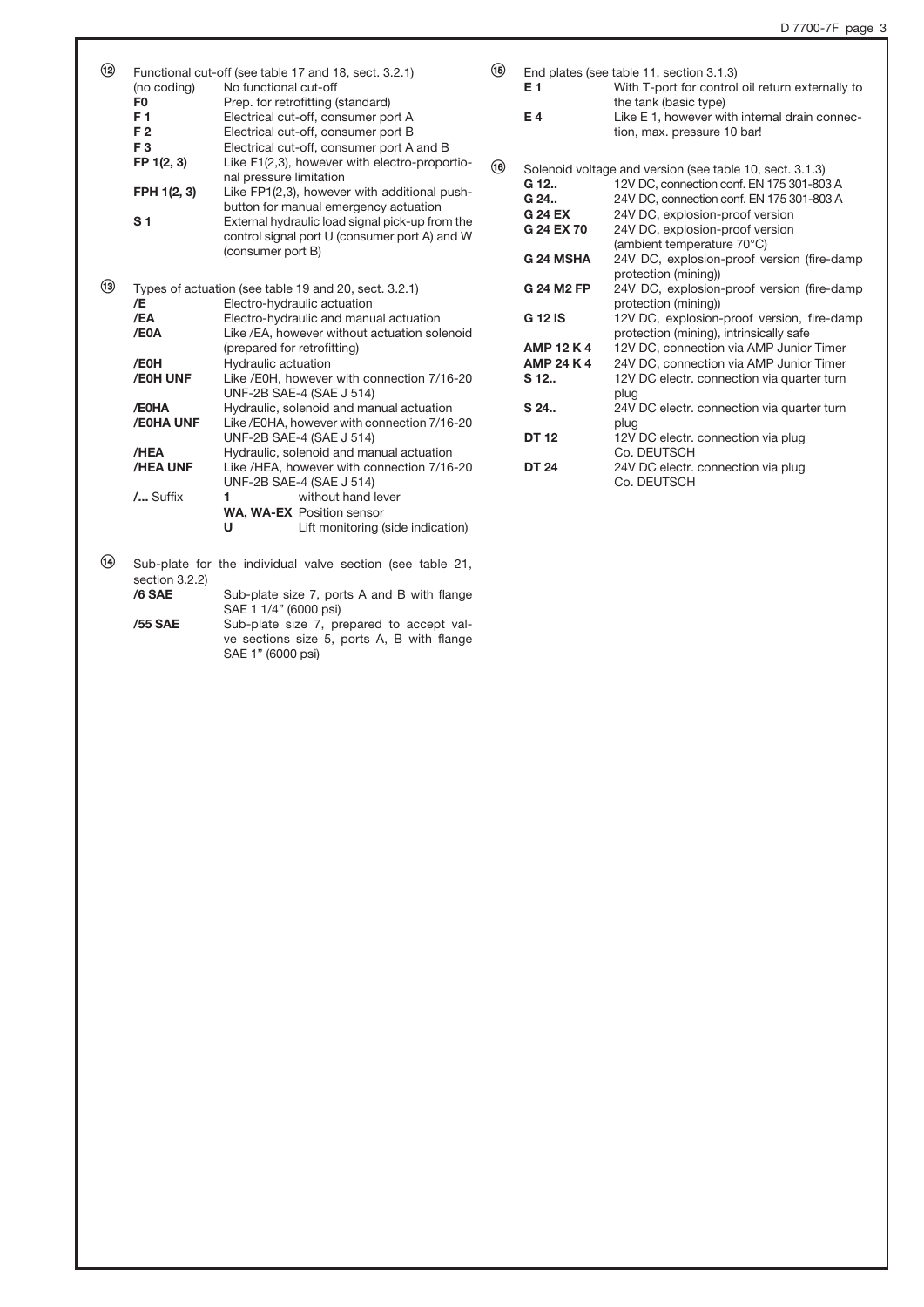**⑫** Functional cut-off (see table 17 and 18, sect. 3.2.1)

| | |
|---|---|
| (no coding) | No functional cut-off |
| **F0** | Prep. for retrofitting (standard) |
| **F 1** | Electrical cut-off, consumer port A |
| **F 2** | Electrical cut-off, consumer port B |
| **F 3** | Electrical cut-off, consumer port A and B |
| **FP 1(2, 3)** | Like F1(2,3), however with electro-proportional pressure limitation |
| **FPH 1(2, 3)** | Like FP1(2,3), however with additional push-button for manual emergency actuation |
| **S 1** | External hydraulic load signal pick-up from the control signal port U (consumer port A) and W (consumer port B) |

**⑬** Types of actuation (see table 19 and 20, sect. 3.2.1)

| | |
|---|---|
| **/E** | Electro-hydraulic actuation |
| **/EA** | Electro-hydraulic and manual actuation |
| **/E0A** | Like /EA, however without actuation solenoid (prepared for retrofitting) |
| **/E0H** | Hydraulic actuation |
| **/E0H UNF** | Like /E0H, however with connection 7/16-20 UNF-2B SAE-4 (SAE J 514) |
| **/E0HA** | Hydraulic, solenoid and manual actuation |
| **/E0HA UNF** | Like /E0HA, however with connection 7/16-20 UNF-2B SAE-4 (SAE J 514) |
| **/HEA** | Hydraulic, solenoid and manual actuation |
| **/HEA UNF** | Like /HEA, however with connection 7/16-20 UNF-2B SAE-4 (SAE J 514) |
| **/...** Suffix | **1** without hand lever<br>**WA, WA-EX** Position sensor<br>**U** Lift monitoring (side indication) |

**⑭** Sub-plate for the individual valve section (see table 21, section 3.2.2)

| | |
|---|---|
| **/6 SAE** | Sub-plate size 7, ports A and B with flange SAE 1 1/4" (6000 psi) |
| **/55 SAE** | Sub-plate size 7, prepared to accept valve sections size 5, ports A, B with flange SAE 1" (6000 psi) |

**⑮** End plates (see table 11, section 3.1.3)

| | |
|---|---|
| **E 1** | With T-port for control oil return externally to the tank (basic type) |
| **E 4** | Like E 1, however with internal drain connection, max. pressure 10 bar! |

**⑯** Solenoid voltage and version (see table 10, sect. 3.1.3)

| | |
|---|---|
| **G 12..** | 12V DC, connection conf. EN 175 301-803 A |
| **G 24..** | 24V DC, connection conf. EN 175 301-803 A |
| **G 24 EX** | 24V DC, explosion-proof version |
| **G 24 EX 70** | 24V DC, explosion-proof version (ambient temperature 70°C) |
| **G 24 MSHA** | 24V DC, explosion-proof version (fire-damp protection (mining)) |
| **G 24 M2 FP** | 24V DC, explosion-proof version (fire-damp protection (mining)) |
| **G 12 IS** | 12V DC, explosion-proof version, fire-damp protection (mining), intrinsically safe |
| **AMP 12 K 4** | 12V DC, connection via AMP Junior Timer |
| **AMP 24 K 4** | 24V DC, connection via AMP Junior Timer |
| **S 12..** | 12V DC electr. connection via quarter turn plug |
| **S 24..** | 24V DC electr. connection via quarter turn plug |
| **DT 12** | 12V DC electr. connection via plug Co. DEUTSCH |
| **DT 24** | 24V DC electr. connection via plug Co. DEUTSCH |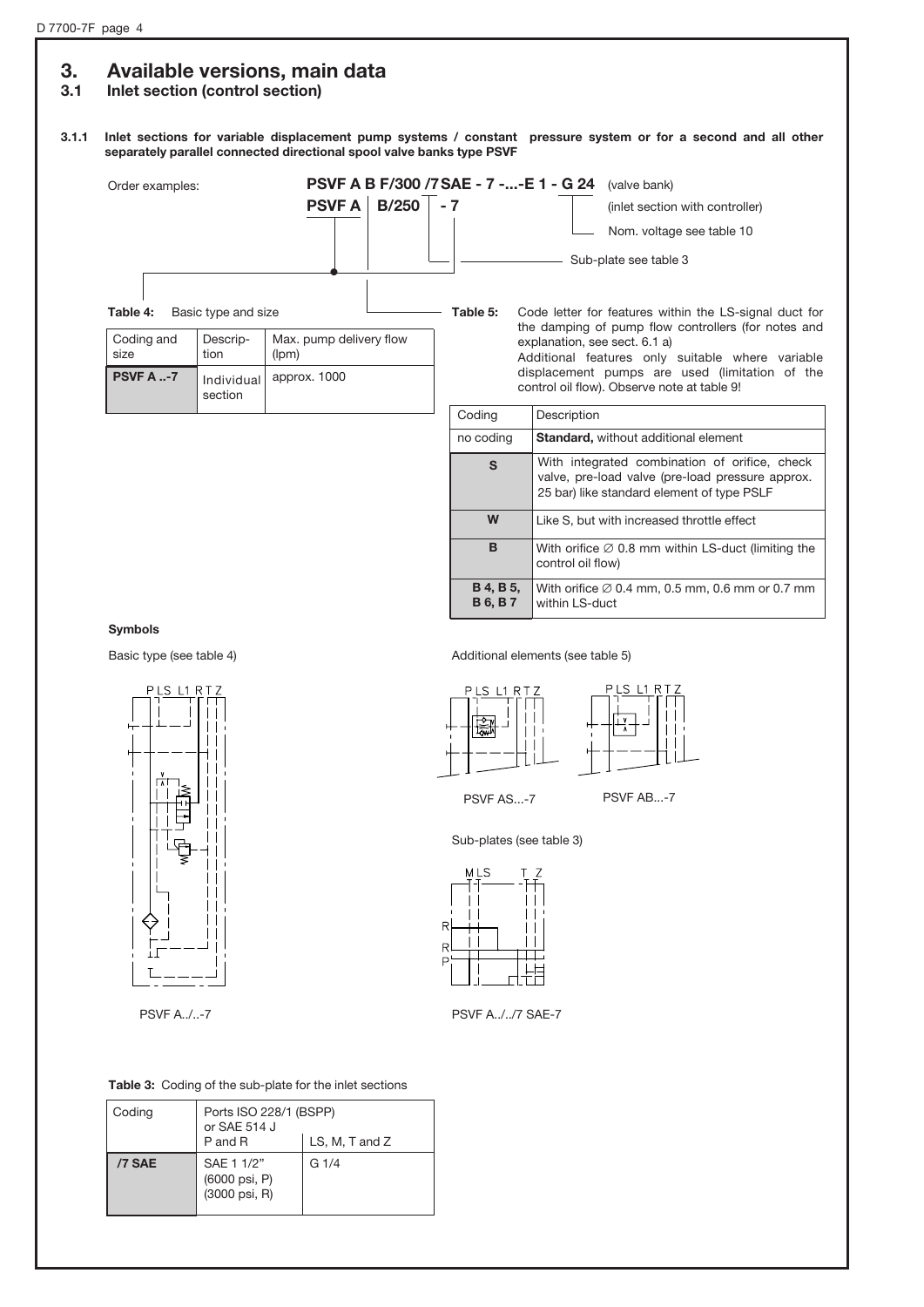# 3. Available versions, main data

## 3.1 Inlet section (control section)

### 3.1.1 Inlet sections for variable displacement pump systems / constant pressure system or for a second and all other separately parallel connected directional spool valve banks type PSVF

Order examples:

**PSVF A B F/300 /7 SAE - 7 -...-E 1 - G 24** (valve bank)

**PSVF A | B/250 | - 7** (inlet section with controller)

Nom. voltage see table 10

Sub-plate see table 3

**Table 4:** Basic type and size

| Coding and size | Description | Max. pump delivery flow (lpm) |
|---|---|---|
| **PSVF A ..-7** | Individual section | approx. 1000 |

**Table 5:** Code letter for features within the LS-signal duct for the damping of pump flow controllers (for notes and explanation, see sect. 6.1 a)
Additional features only suitable where variable displacement pumps are used (limitation of the control oil flow). Observe note at table 9!

| Coding | Description |
|---|---|
| no coding | **Standard,** without additional element |
| **S** | With integrated combination of orifice, check valve, pre-load valve (pre-load pressure approx. 25 bar) like standard element of type PSLF |
| **W** | Like S, but with increased throttle effect |
| **B** | With orifice ∅ 0.8 mm within LS-duct (limiting the control oil flow) |
| **B 4, B 5, B 6, B 7** | With orifice ∅ 0.4 mm, 0.5 mm, 0.6 mm or 0.7 mm within LS-duct |

**Symbols**

Basic type (see table 4)

PSVF A../..-7

Additional elements (see table 5)

PSVF AS...-7

PSVF AB...-7

Sub-plates (see table 3)

PSVF A../../7 SAE-7

**Table 3:** Coding of the sub-plate for the inlet sections

| Coding | Ports ISO 228/1 (BSPP) or SAE 514 J: P and R | LS, M, T and Z |
|---|---|---|
| **/7 SAE** | SAE 1 1/2" (6000 psi, P) (3000 psi, R) | G 1/4 |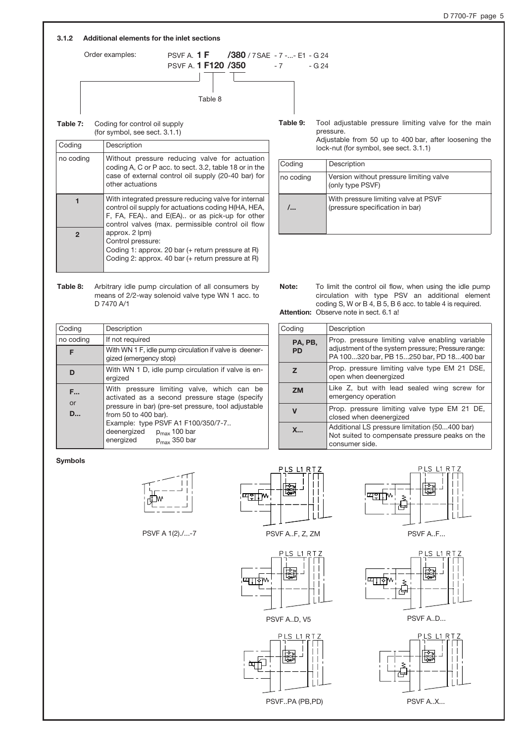### 3.1.2 Additional elements for the inlet sections

Order examples:

PSVF A. **1 F** **/380** / 7SAE - 7 -...- E1 - G 24
PSVF A. **1 F120** **/350** - 7 - G 24

Table 8

**Table 7:** Coding for control oil supply (for symbol, see sect. 3.1.1)

| Coding | Description |
|---|---|
| no coding | Without pressure reducing valve for actuation coding A, C or P acc. to sect. 3.2, table 18 or in the case of external control oil supply (20-40 bar) for other actuations |
| **1** | With integrated pressure reducing valve for internal control oil supply for actuations coding H(HA, HEA, F, FA, FEA).. and E(EA).. or as pick-up for other control valves (max. permissible control oil flow approx. 2 lpm) |
| **2** | Control pressure: Coding 1: approx. 20 bar (+ return pressure at R) Coding 2: approx. 40 bar (+ return pressure at R) |

**Table 9:** Tool adjustable pressure limiting valve for the main pressure.
Adjustable from 50 up to 400 bar, after loosening the lock-nut (for symbol, see sect. 3.1.1)

| Coding | Description |
|---|---|
| no coding | Version without pressure limiting valve (only type PSVF) |
| **/...** | With pressure limiting valve at PSVF (pressure specification in bar) |

**Table 8:** Arbitrary idle pump circulation of all consumers by means of 2/2-way solenoid valve type WN 1 acc. to D 7470 A/1

**Note:** To limit the control oil flow, when using the idle pump circulation with type PSV an additional element coding S, W or B 4, B 5, B 6 acc. to table 4 is required.
**Attention:** Observe note in sect. 6.1 a!

| Coding | Description |
|---|---|
| no coding | If not required |
| **F** | With WN 1 F, idle pump circulation if valve is deenergized (emergency stop) |
| **D** | With WN 1 D, idle pump circulation if valve is energized |
| **F...** or **D...** | With pressure limiting valve, which can be activated as a second pressure stage (specify pressure in bar) (pre-set pressure, tool adjustable from 50 to 400 bar). Example: type PSVF A1 F100/350/7-7.. deenergized $p_{max}$ 100 bar energized $p_{max}$ 350 bar |
| **PA, PB, PD** | Prop. pressure limiting valve enabling variable adjustment of the system pressure; Pressure range: PA 100...320 bar, PB 15...250 bar, PD 18...400 bar |
| **Z** | Prop. pressure limiting valve type EM 21 DSE, open when deenergized |
| **ZM** | Like Z, but with lead sealed wing screw for emergency operation |
| **V** | Prop. pressure limiting valve type EM 21 DE, closed when deenergized |
| **X...** | Additional LS pressure limitation (50...400 bar) Not suited to compensate pressure peaks on the consumer side. |

**Symbols**

PSVF A 1(2)./...-7

PSVF A..F, Z, ZM

PSVF A..F...

PSVF A..D, V5

PSVF A..D...

PSVF..PA (PB,PD)

PSVF A..X...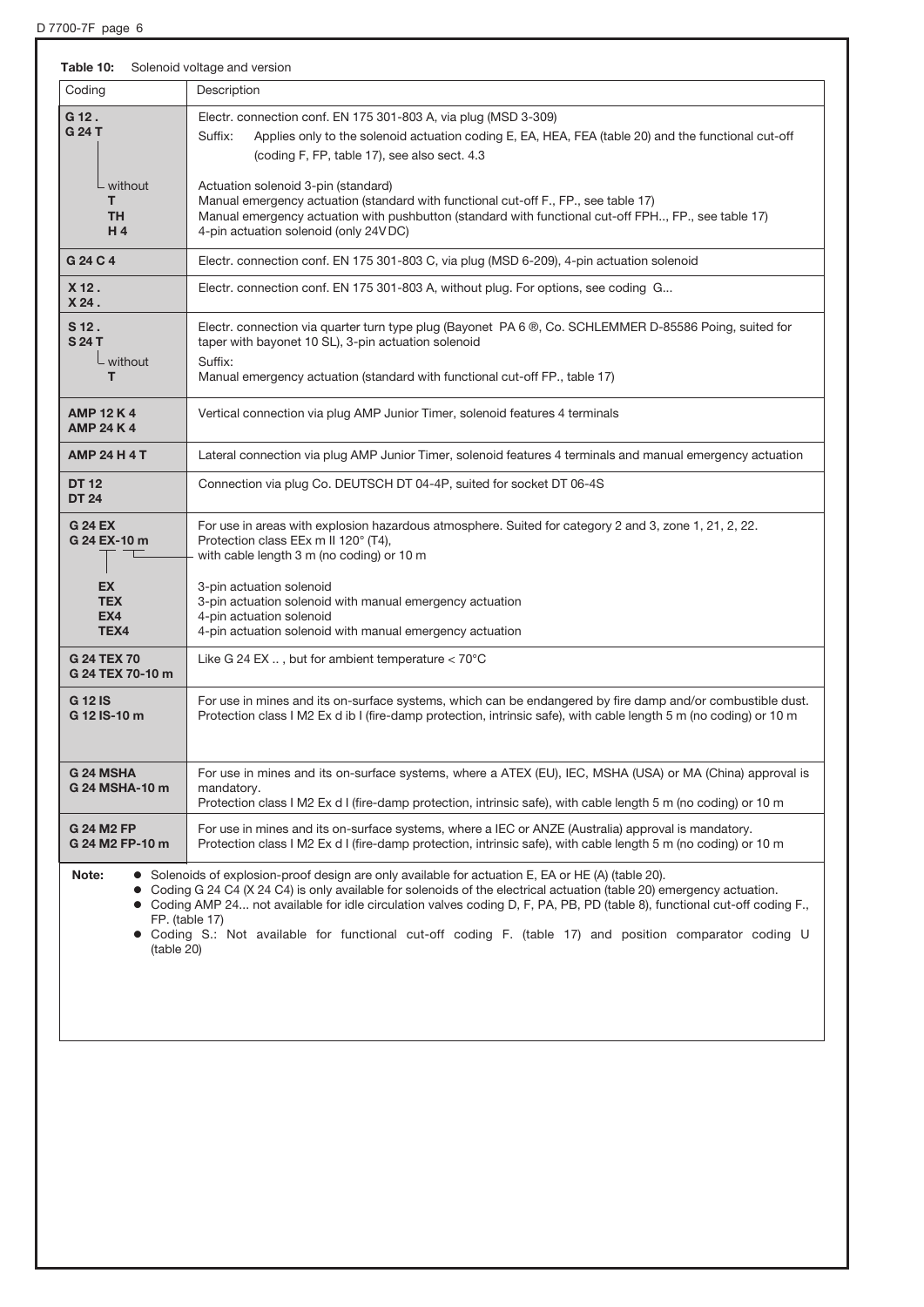**Table 10:** Solenoid voltage and version

| Coding | Description |
|---|---|
| **G 12 .**<br>**G 24 T** | Electr. connection conf. EN 175 301-803 A, via plug (MSD 3-309)<br>Suffix: Applies only to the solenoid actuation coding E, EA, HEA, FEA (table 20) and the functional cut-off (coding F, FP, table 17), see also sect. 4.3 |
| without<br>**T**<br>**TH**<br>**H 4** | Actuation solenoid 3-pin (standard)<br>Manual emergency actuation (standard with functional cut-off F., FP., see table 17)<br>Manual emergency actuation with pushbutton (standard with functional cut-off FPH.., FP., see table 17)<br>4-pin actuation solenoid (only 24V DC) |
| **G 24 C 4** | Electr. connection conf. EN 175 301-803 C, via plug (MSD 6-209), 4-pin actuation solenoid |
| **X 12 .**<br>**X 24 .** | Electr. connection conf. EN 175 301-803 A, without plug. For options, see coding G... |
| **S 12 .**<br>**S 24 T**<br>without<br>**T** | Electr. connection via quarter turn type plug (Bayonet PA 6 ®, Co. SCHLEMMER D-85586 Poing, suited for taper with bayonet 10 SL), 3-pin actuation solenoid<br>Suffix:<br>Manual emergency actuation (standard with functional cut-off FP., table 17) |
| **AMP 12 K 4**<br>**AMP 24 K 4** | Vertical connection via plug AMP Junior Timer, solenoid features 4 terminals |
| **AMP 24 H 4 T** | Lateral connection via plug AMP Junior Timer, solenoid features 4 terminals and manual emergency actuation |
| **DT 12**<br>**DT 24** | Connection via plug Co. DEUTSCH DT 04-4P, suited for socket DT 06-4S |
| **G 24 EX**<br>**G 24 EX-10 m** | For use in areas with explosion hazardous atmosphere. Suited for category 2 and 3, zone 1, 21, 2, 22.<br>Protection class EEx m II 120° (T4),<br>with cable length 3 m (no coding) or 10 m |
| **EX**<br>**TEX**<br>**EX4**<br>**TEX4** | 3-pin actuation solenoid<br>3-pin actuation solenoid with manual emergency actuation<br>4-pin actuation solenoid<br>4-pin actuation solenoid with manual emergency actuation |
| **G 24 TEX 70**<br>**G 24 TEX 70-10 m** | Like G 24 EX .. , but for ambient temperature < 70°C |
| **G 12 IS**<br>**G 12 IS-10 m** | For use in mines and its on-surface systems, which can be endangered by fire damp and/or combustible dust. Protection class I M2 Ex d ib I (fire-damp protection, intrinsic safe), with cable length 5 m (no coding) or 10 m |
| **G 24 MSHA**<br>**G 24 MSHA-10 m** | For use in mines and its on-surface systems, where a ATEX (EU), IEC, MSHA (USA) or MA (China) approval is mandatory.<br>Protection class I M2 Ex d I (fire-damp protection, intrinsic safe), with cable length 5 m (no coding) or 10 m |
| **G 24 M2 FP**<br>**G 24 M2 FP-10 m** | For use in mines and its on-surface systems, where a IEC or ANZE (Australia) approval is mandatory.<br>Protection class I M2 Ex d I (fire-damp protection, intrinsic safe), with cable length 5 m (no coding) or 10 m |

**Note:**
- Solenoids of explosion-proof design are only available for actuation E, EA or HE (A) (table 20).
- Coding G 24 C4 (X 24 C4) is only available for solenoids of the electrical actuation (table 20) emergency actuation.
- Coding AMP 24... not available for idle circulation valves coding D, F, PA, PB, PD (table 8), functional cut-off coding F., FP. (table 17)
- Coding S.: Not available for functional cut-off coding F. (table 17) and position comparator coding U (table 20)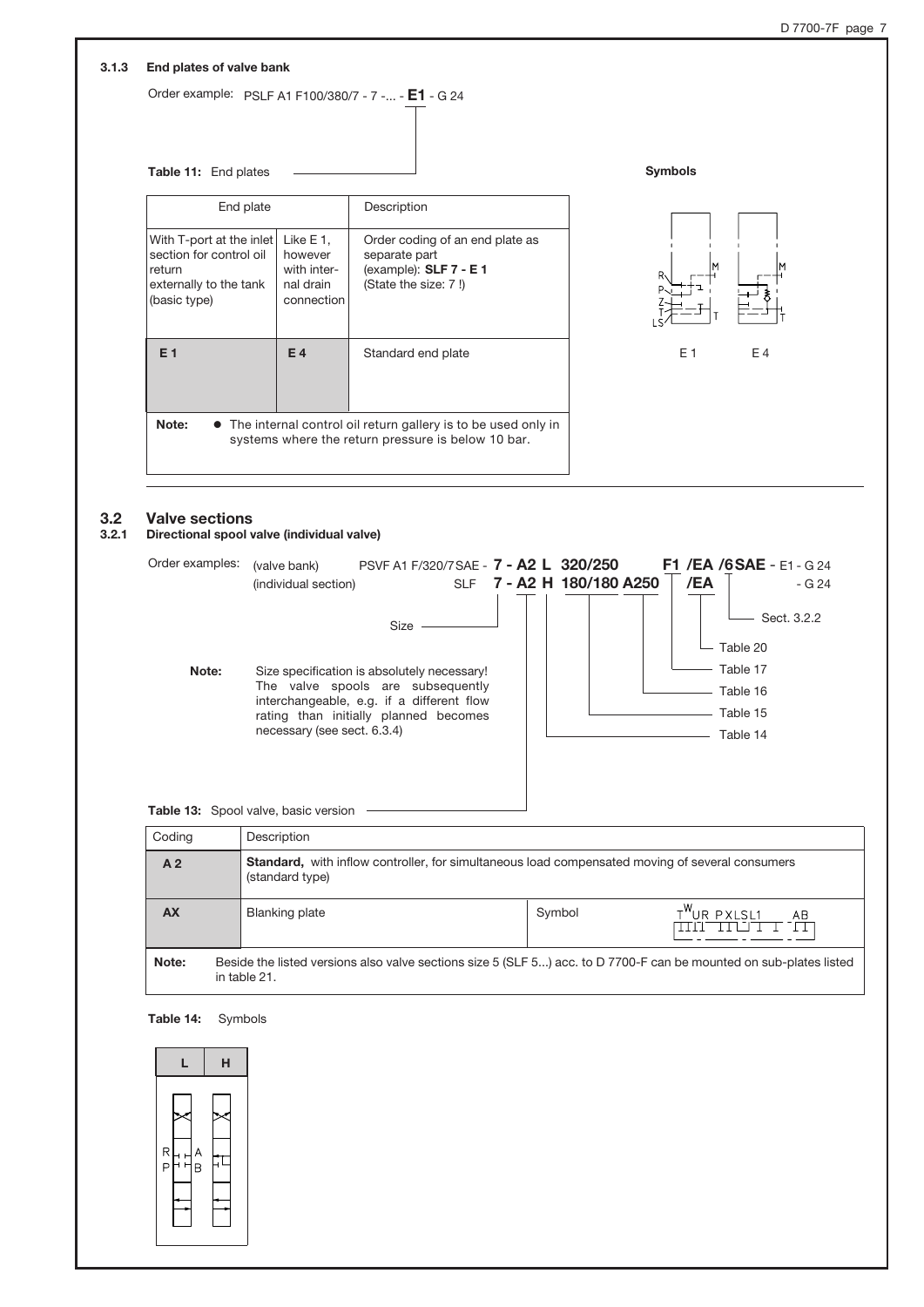### 3.1.3 End plates of valve bank

Order example: PSLF A1 F100/380/7 - 7 -... - **E1** - G 24

**Table 11:** End plates

| End plate | | Description |
|---|---|---|
| With T-port at the inlet section for control oil return externally to the tank (basic type) | Like E 1, however with internal drain connection | Order coding of an end plate as separate part (example): **SLF 7 - E 1** (State the size: 7 !) |
| **E 1** | **E 4** | Standard end plate |

**Note:** ● The internal control oil return gallery is to be used only in systems where the return pressure is below 10 bar.

**Symbols**

E 1 E 4

## 3.2 Valve sections

### 3.2.1 Directional spool valve (individual valve)

Order examples:
(valve bank) PSVF A1 F/320/7SAE - **7 - A2 L 320/250 F1 /EA /6SAE** - E1 - G 24
(individual section) SLF **7 - A2 H 180/180 A250 /EA** - G 24

- Size
- Table 13
- Table 14
- Table 15
- Table 16
- Table 17
- Table 20
- Sect. 3.2.2

**Note:** Size specification is absolutely necessary! The valve spools are subsequently interchangeable, e.g. if a different flow rating than initially planned becomes necessary (see sect. 6.3.4)

**Table 13:** Spool valve, basic version

| Coding | Description | | |
|---|---|---|---|
| **A 2** | **Standard,** with inflow controller, for simultaneous load compensated moving of several consumers (standard type) | | |
| **AX** | Blanking plate | Symbol | |

**Note:** Beside the listed versions also valve sections size 5 (SLF 5...) acc. to D 7700-F can be mounted on sub-plates listed in table 21.

**Table 14:** Symbols

| L | H |
|---|---|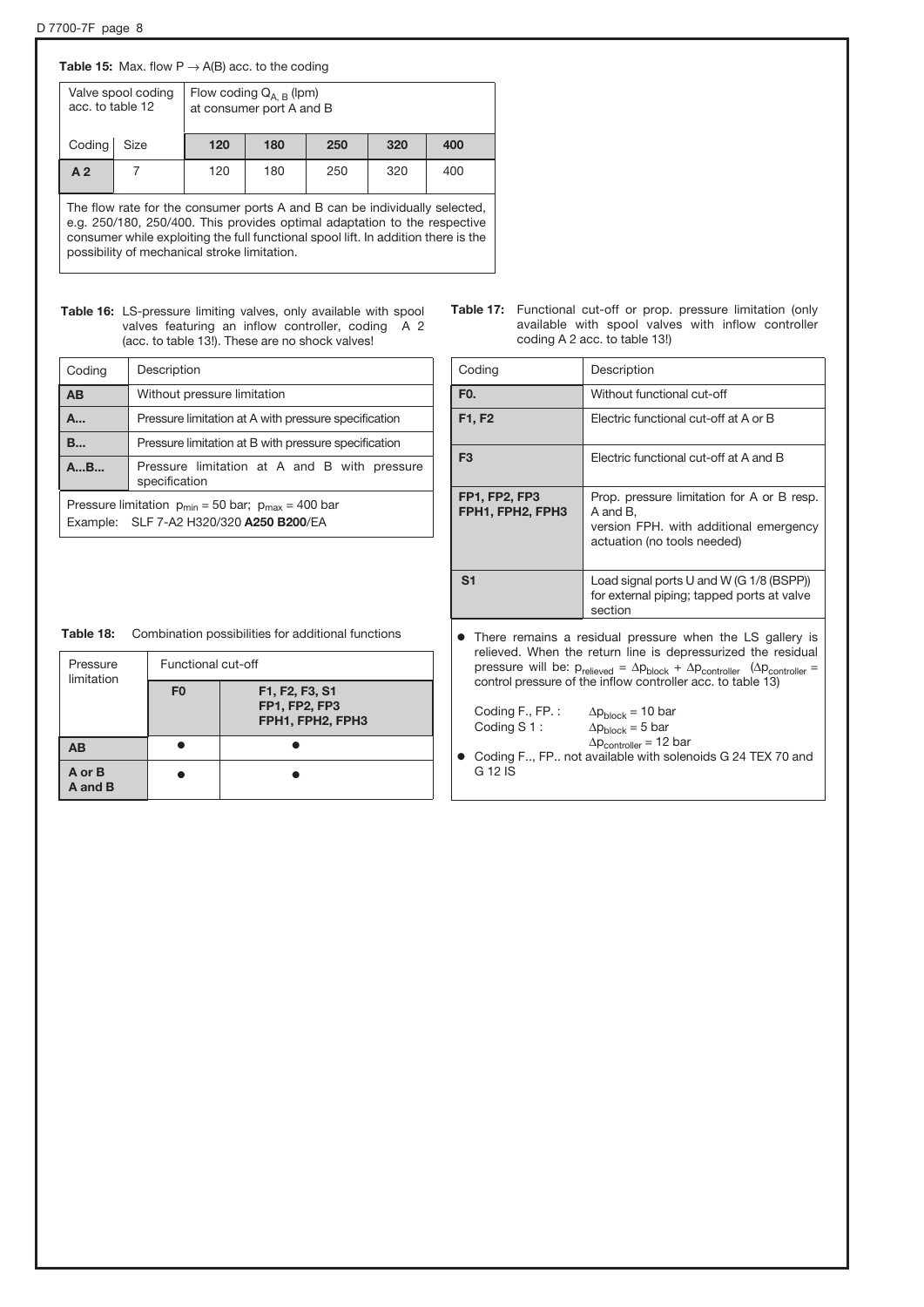**Table 15:** Max. flow P → A(B) acc. to the coding

| Valve spool coding acc. to table 12 | | Flow coding $Q_{A, B}$ (lpm) at consumer port A and B | | | | |
|---|---|---|---|---|---|---|
| Coding | Size | **120** | **180** | **250** | **320** | **400** |
| **A 2** | 7 | 120 | 180 | 250 | 320 | 400 |

The flow rate for the consumer ports A and B can be individually selected, e.g. 250/180, 250/400. This provides optimal adaptation to the respective consumer while exploiting the full functional spool lift. In addition there is the possibility of mechanical stroke limitation.

**Table 16:** LS-pressure limiting valves, only available with spool valves featuring an inflow controller, coding A 2 (acc. to table 13!). These are no shock valves!

| Coding | Description |
|---|---|
| **AB** | Without pressure limitation |
| **A...** | Pressure limitation at A with pressure specification |
| **B...** | Pressure limitation at B with pressure specification |
| **A...B...** | Pressure limitation at A and B with pressure specification |

Pressure limitation $p_{min}$ = 50 bar; $p_{max}$ = 400 bar
Example: SLF 7-A2 H320/320 **A250 B200**/EA

**Table 17:** Functional cut-off or prop. pressure limitation (only available with spool valves with inflow controller coding A 2 acc. to table 13!)

| Coding | Description |
|---|---|
| **F0.** | Without functional cut-off |
| **F1, F2** | Electric functional cut-off at A or B |
| **F3** | Electric functional cut-off at A and B |
| **FP1, FP2, FP3 FPH1, FPH2, FPH3** | Prop. pressure limitation for A or B resp. A and B, version FPH. with additional emergency actuation (no tools needed) |
| **S1** | Load signal ports U and W (G 1/8 (BSPP)) for external piping; tapped ports at valve section |

- There remains a residual pressure when the LS gallery is relieved. When the return line is depressurized the residual pressure will be: $p_{relieved} = \Delta p_{block} + \Delta p_{controller}$ ($\Delta p_{controller}$ = control pressure of the inflow controller acc. to table 13)

  Coding F., FP. : $\Delta p_{block}$ = 10 bar
  Coding S 1 : $\Delta p_{block}$ = 5 bar
  $\Delta p_{controller}$ = 12 bar
- Coding F.., FP.. not available with solenoids G 24 TEX 70 and G 12 IS

**Table 18:** Combination possibilities for additional functions

| Pressure limitation | Functional cut-off | |
|---|---|---|
| | **F0** | **F1, F2, F3, S1 FP1, FP2, FP3 FPH1, FPH2, FPH3** |
| **AB** | ● | ● |
| **A or B A and B** | ● | ● |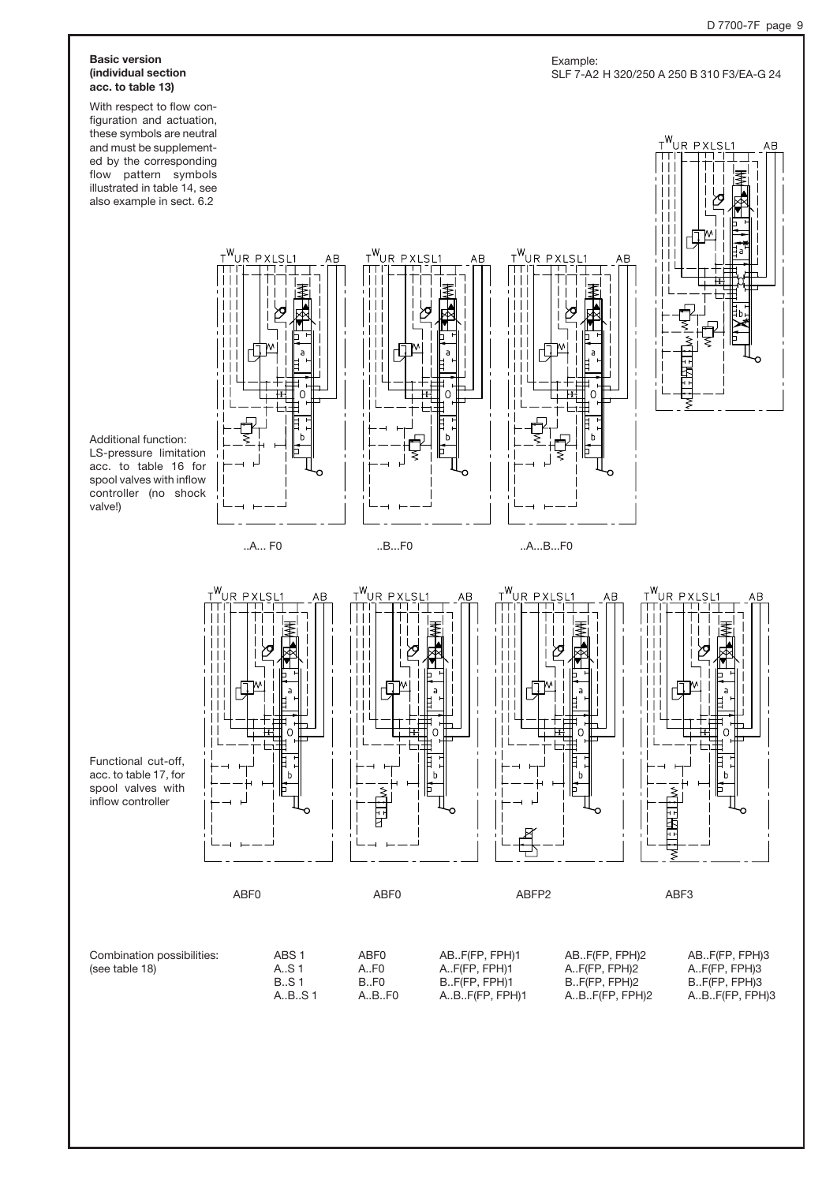**Basic version (individual section acc. to table 13)**

With respect to flow configuration and actuation, these symbols are neutral and must be supplemented by the corresponding flow pattern symbols illustrated in table 14, see also example in sect. 6.2

Example:
SLF 7-A2 H 320/250 A 250 B 310 F3/EA-G 24

Additional function:
LS-pressure limitation acc. to table 16 for spool valves with inflow controller (no shock valve!)

..A... F0 ..B...F0 ..A...B...F0

Functional cut-off, acc. to table 17, for spool valves with inflow controller

ABF0 ABF0 ABFP2 ABF3

| Combination possibilities: (see table 18) | ABS 1 | ABF0 | AB..F(FP, FPH)1 | AB..F(FP, FPH)2 | AB..F(FP, FPH)3 |
|---|---|---|---|---|---|
| | A..S 1 | A..F0 | A..F(FP, FPH)1 | A..F(FP, FPH)2 | A..F(FP, FPH)3 |
| | B..S 1 | B..F0 | B..F(FP, FPH)1 | B..F(FP, FPH)2 | B..F(FP, FPH)3 |
| | A..B..S 1 | A..B..F0 | A..B..F(FP, FPH)1 | A..B..F(FP, FPH)2 | A..B..F(FP, FPH)3 |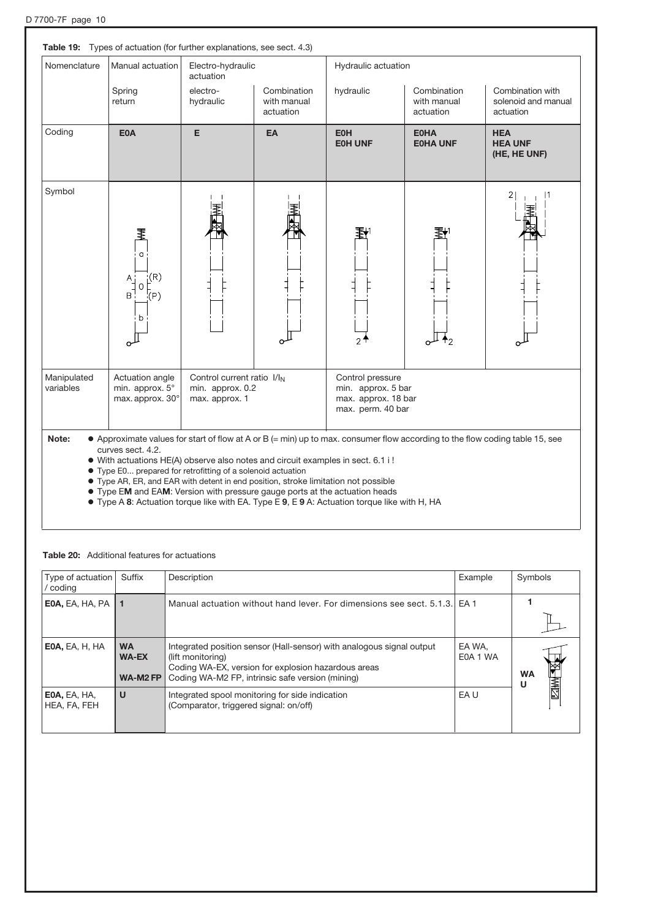**Table 19:** Types of actuation (for further explanations, see sect. 4.3)

| Nomenclature | Manual actuation | Electro-hydraulic actuation | | Hydraulic actuation | | |
|---|---|---|---|---|---|---|
| | Spring return | electro-hydraulic | Combination with manual actuation | hydraulic | Combination with manual actuation | Combination with solenoid and manual actuation |
| Coding | **E0A** | **E** | **EA** | **E0H** **E0H UNF** | **E0HA** **E0HA UNF** | **HEA** **HEA UNF** **(HE, HE UNF)** |
| Symbol | | | | | | |
| Manipulated variables | Actuation angle min. approx. 5° max. approx. 30° | Control current ratio $I/I_N$ min. approx. 0.2 max. approx. 1 | | Control pressure min. approx. 5 bar max. approx. 18 bar max. perm. 40 bar | | |

**Note:**
- Approximate values for start of flow at A or B (= min) up to max. consumer flow according to the flow coding table 15, see curves sect. 4.2.
- With actuations HE(A) observe also notes and circuit examples in sect. 6.1 i !
- Type E0... prepared for retrofitting of a solenoid actuation
- Type AR, ER, and EAR with detent in end position, stroke limitation not possible
- Type E**M** and EA**M**: Version with pressure gauge ports at the actuation heads
- Type A **8**: Actuation torque like with EA. Type E **9**, E **9** A: Actuation torque like with H, HA

**Table 20:** Additional features for actuations

| Type of actuation / coding | Suffix | Description | Example | Symbols |
|---|---|---|---|---|
| **E0A,** EA, HA, PA | **1** | Manual actuation without hand lever. For dimensions see sect. 5.1.3. | EA 1 | **1** |
| **E0A,** EA, H, HA | **WA** **WA-EX** **WA-M2 FP** | Integrated position sensor (Hall-sensor) with analogous signal output (lift monitoring) Coding WA-EX, version for explosion hazardous areas Coding WA-M2 FP, intrinsic safe version (mining) | EA WA, E0A 1 WA | **WA** **U** |
| **E0A,** EA, HA, HEA, FA, FEH | **U** | Integrated spool monitoring for side indication (Comparator, triggered signal: on/off) | EA U | |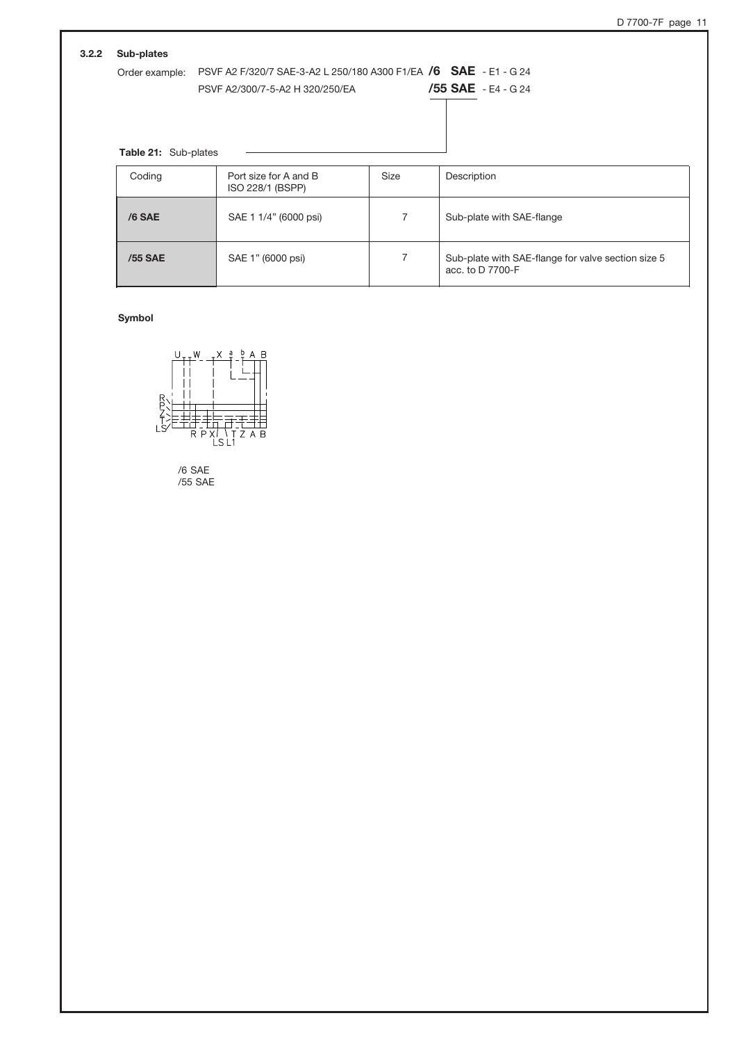### 3.2.2 Sub-plates

Order example: PSVF A2 F/320/7 SAE-3-A2 L 250/180 A300 F1/EA **/6 SAE** - E1 - G 24
PSVF A2/300/7-5-A2 H 320/250/EA **/55 SAE** - E4 - G 24

**Table 21:** Sub-plates

| Coding | Port size for A and B ISO 228/1 (BSPP) | Size | Description |
|---|---|---|---|
| **/6 SAE** | SAE 1 1/4" (6000 psi) | 7 | Sub-plate with SAE-flange |
| **/55 SAE** | SAE 1" (6000 psi) | 7 | Sub-plate with SAE-flange for valve section size 5 acc. to D 7700-F |

**Symbol**

/6 SAE
/55 SAE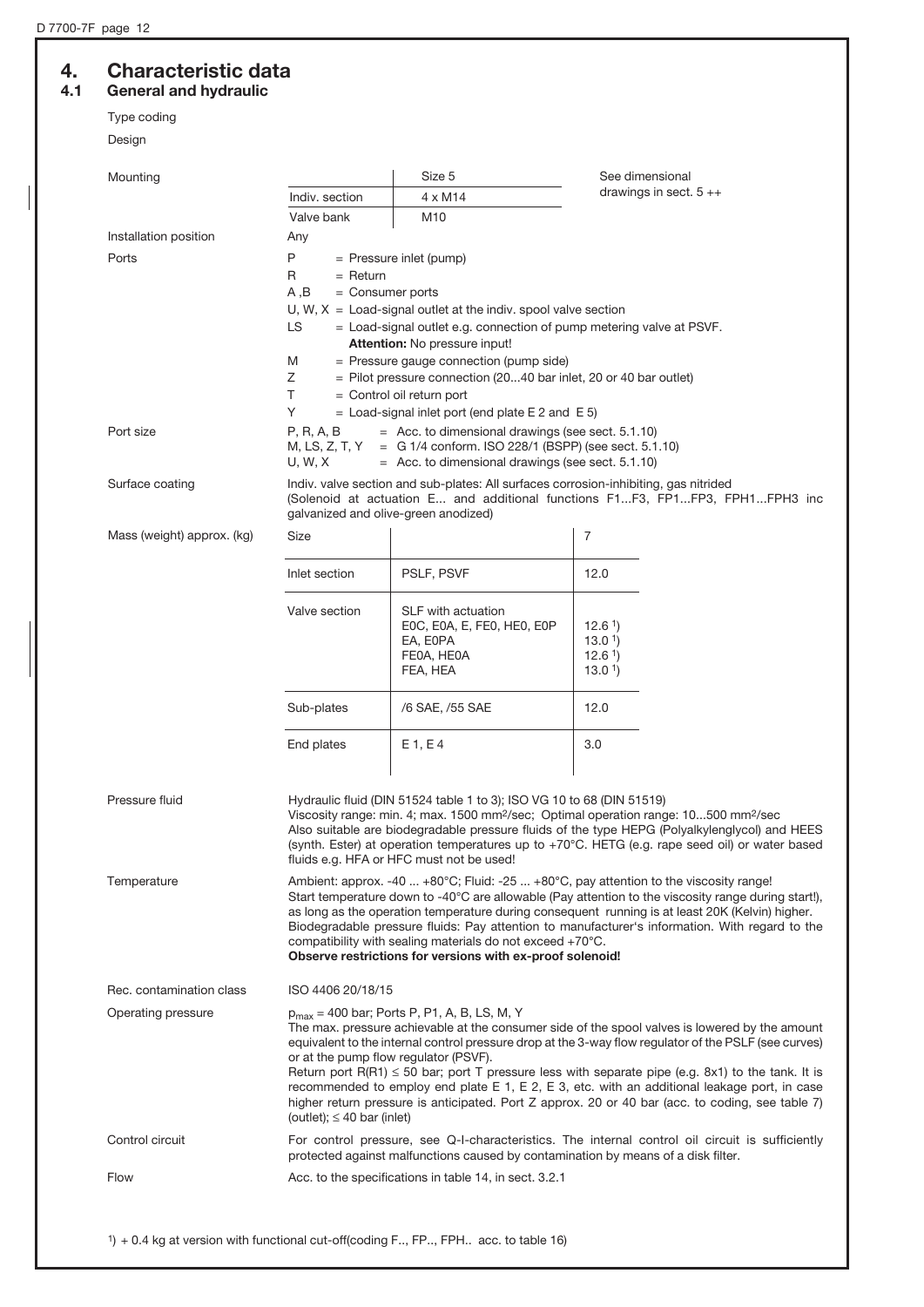# 4. Characteristic data

## 4.1 General and hydraulic

Type coding

Design

**Mounting**

| | Size 5 |
|---|---|
| Indiv. section | 4 x M14 |
| Valve bank | M10 |

See dimensional drawings in sect. 5 ++

**Installation position**

Any

**Ports**

- P = Pressure inlet (pump)
- R = Return
- A ,B = Consumer ports
- U, W, X = Load-signal outlet at the indiv. spool valve section
- LS = Load-signal outlet e.g. connection of pump metering valve at PSVF. **Attention:** No pressure input!
- M = Pressure gauge connection (pump side)
- Z = Pilot pressure connection (20...40 bar inlet, 20 or 40 bar outlet)
- T = Control oil return port
- Y = Load-signal inlet port (end plate E 2 and E 5)

**Port size**

- P, R, A, B = Acc. to dimensional drawings (see sect. 5.1.10)
- M, LS, Z, T, Y = G 1/4 conform. ISO 228/1 (BSPP) (see sect. 5.1.10)
- U, W, X = Acc. to dimensional drawings (see sect. 5.1.10)

**Surface coating**

Indiv. valve section and sub-plates: All surfaces corrosion-inhibiting, gas nitrided (Solenoid at actuation E... and additional functions F1...F3, FP1...FP3, FPH1...FPH3 inc galvanized and olive-green anodized)

**Mass (weight) approx. (kg)**

| Size | | 7 |
|---|---|---|
| Inlet section | PSLF, PSVF | 12.0 |
| Valve section | SLF with actuation<br>E0C, E0A, E, FE0, HE0, E0P<br>EA, E0PA<br>FE0A, HE0A<br>FEA, HEA | <br>12.6 [1]<br>13.0 [1]<br>12.6 [1]<br>13.0 [1] |
| Sub-plates | /6 SAE, /55 SAE | 12.0 |
| End plates | E 1, E 4 | 3.0 |

**Pressure fluid**

Hydraulic fluid (DIN 51524 table 1 to 3); ISO VG 10 to 68 (DIN 51519)
Viscosity range: min. 4; max. 1500 mm²/sec; Optimal operation range: 10...500 mm²/sec
Also suitable are biodegradable pressure fluids of the type HEPG (Polyalkylenglycol) and HEES (synth. Ester) at operation temperatures up to +70°C. HETG (e.g. rape seed oil) or water based fluids e.g. HFA or HFC must not be used!

**Temperature**

Ambient: approx. -40 ... +80°C; Fluid: -25 ... +80°C, pay attention to the viscosity range!
Start temperature down to -40°C are allowable (Pay attention to the viscosity range during start!), as long as the operation temperature during consequent running is at least 20K (Kelvin) higher.
Biodegradable pressure fluids: Pay attention to manufacturer's information. With regard to the compatibility with sealing materials do not exceed +70°C.
**Observe restrictions for versions with ex-proof solenoid!**

**Rec. contamination class**

ISO 4406 20/18/15

**Operating pressure**

$p_{max}$ = 400 bar; Ports P, P1, A, B, LS, M, Y
The max. pressure achievable at the consumer side of the spool valves is lowered by the amount equivalent to the internal control pressure drop at the 3-way flow regulator of the PSLF (see curves) or at the pump flow regulator (PSVF).
Return port R(R1) ≤ 50 bar; port T pressure less with separate pipe (e.g. 8x1) to the tank. It is recommended to employ end plate E 1, E 2, E 3, etc. with an additional leakage port, in case higher return pressure is anticipated. Port Z approx. 20 or 40 bar (acc. to coding, see table 7) (outlet); ≤ 40 bar (inlet)

**Control circuit**

For control pressure, see Q-I-characteristics. The internal control oil circuit is sufficiently protected against malfunctions caused by contamination by means of a disk filter.

**Flow**

Acc. to the specifications in table 14, in sect. 3.2.1

[1] + 0.4 kg at version with functional cut-off(coding F.., FP.., FPH.. acc. to table 16)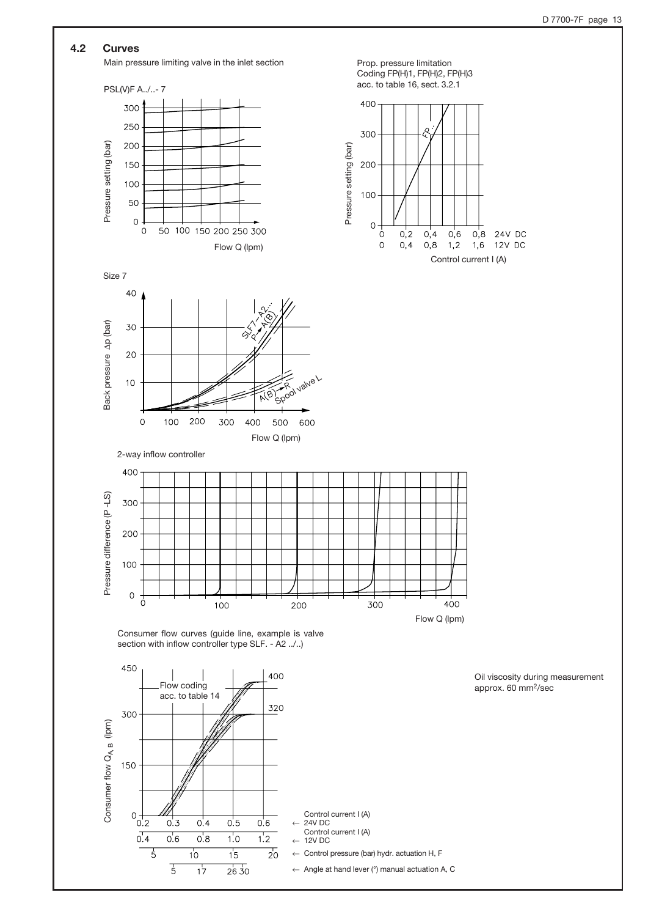## 4.2 Curves

Main pressure limiting valve in the inlet section

PSL(V)F A../..- 7

Pressure setting (bar)

Flow Q (lpm)

Prop. pressure limitation
Coding FP(H)1, FP(H)2, FP(H)3
acc. to table 16, sect. 3.2.1

Pressure setting (bar)

Control current I (A)

24V DC: 0, 0,2, 0,4, 0,6, 0,8
12V DC: 0, 0,4, 0,8, 1,2, 1,6

Size 7

Back pressure Δp (bar)

SLF7–A2...
P → A(B)

A(B) → R
Spool valve L

Flow Q (lpm)

2-way inflow controller

Pressure difference (P -LS)

Flow Q (lpm)

Consumer flow curves (guide line, example is valve section with inflow controller type SLF. - A2 ../..)

Consumer flow $Q_{A, B}$ (lpm)

Flow coding acc. to table 14

400

320

← Control current I (A) 24V DC: 0.2, 0.3, 0.4, 0.5, 0.6

← Control current I (A) 12V DC: 0.4, 0.6, 0.8, 1.0, 1.2

← Control pressure (bar) hydr. actuation H, F: 5, 10, 15, 20

← Angle at hand lever (°) manual actuation A, C: 5, 17, 26 30

Oil viscosity during measurement approx. 60 mm²/sec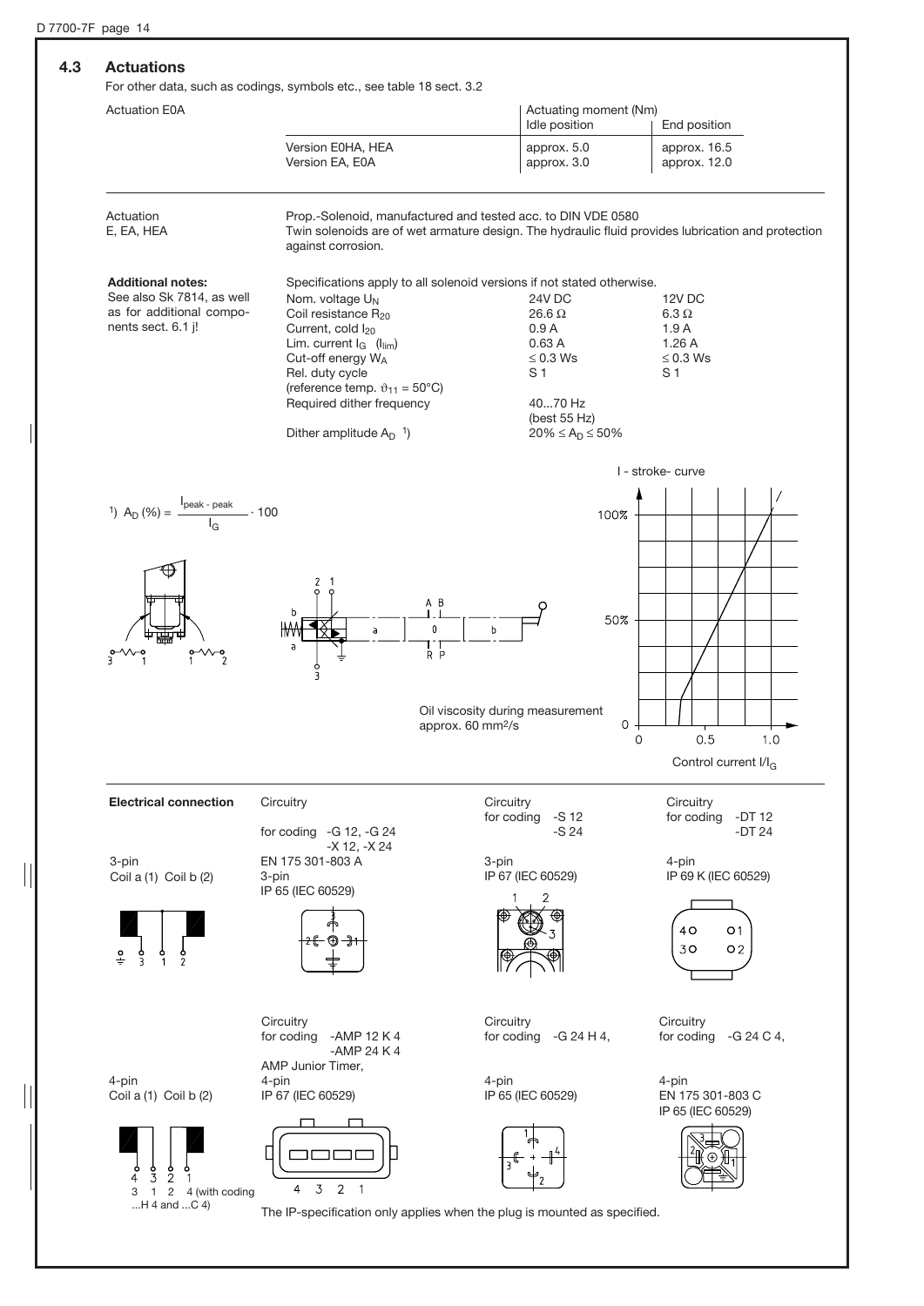## 4.3 Actuations

For other data, such as codings, symbols etc., see table 18 sect. 3.2

Actuation E0A

| | Actuating moment (Nm) Idle position | End position |
|---|---|---|
| Version E0HA, HEA | approx. 5.0 | approx. 16.5 |
| Version EA, E0A | approx. 3.0 | approx. 12.0 |

Actuation E, EA, HEA

Prop.-Solenoid, manufactured and tested acc. to DIN VDE 0580
Twin solenoids are of wet armature design. The hydraulic fluid provides lubrication and protection against corrosion.

**Additional notes:**
See also Sk 7814, as well as for additional components sect. 6.1 j!

Specifications apply to all solenoid versions if not stated otherwise.

| | 24V DC | 12V DC |
|---|---|---|
| Nom. voltage $U_N$ | 24V DC | 12V DC |
| Coil resistance $R_{20}$ | 26.6 Ω | 6.3 Ω |
| Current, cold $I_{20}$ | 0.9 A | 1.9 A |
| Lim. current $I_G$ ($I_{lim}$) | 0.63 A | 1.26 A |
| Cut-off energy $W_A$ | ≤ 0.3 Ws | ≤ 0.3 Ws |
| Rel. duty cycle (reference temp. $\vartheta_{11}$ = 50°C) | S 1 | S 1 |
| Required dither frequency | 40...70 Hz (best 55 Hz) | |
| Dither amplitude $A_D$ [1] | 20% ≤ $A_D$ ≤ 50% | |

[1] $A_D (\%) = \frac{I_{peak - peak}}{I_G} \cdot 100$

I - stroke- curve

Oil viscosity during measurement approx. 60 mm²/s

Control current $I/I_G$

**Electrical connection**

3-pin
Coil a (1) Coil b (2)

Circuitry for coding -G 12, -G 24, -X 12, -X 24
EN 175 301-803 A
3-pin
IP 65 (IEC 60529)

Circuitry for coding -S 12, -S 24
3-pin
IP 67 (IEC 60529)

Circuitry for coding -DT 12, -DT 24
4-pin
IP 69 K (IEC 60529)

4-pin
Coil a (1) Coil b (2)

3 1 2 4 (with coding ...H 4 and ...C 4)

Circuitry for coding -AMP 12 K 4, -AMP 24 K 4
AMP Junior Timer,
4-pin
IP 67 (IEC 60529)

Circuitry for coding -G 24 H 4,
4-pin
IP 65 (IEC 60529)

Circuitry for coding -G 24 C 4,
4-pin
EN 175 301-803 C
IP 65 (IEC 60529)

The IP-specification only applies when the plug is mounted as specified.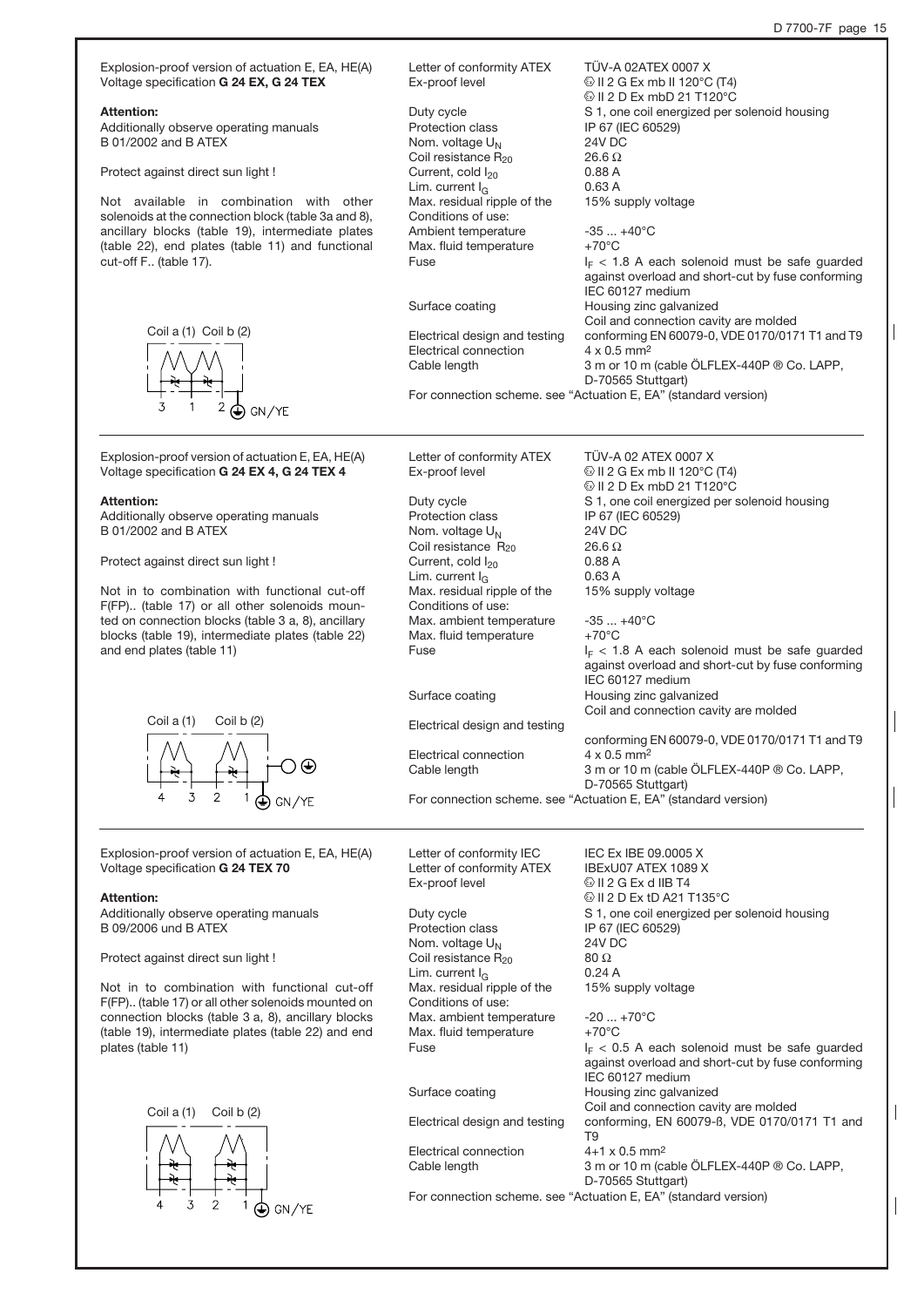Explosion-proof version of actuation E, EA, HE(A)
Voltage specification **G 24 EX, G 24 TEX**

**Attention:**
Additionally observe operating manuals B 01/2002 and B ATEX

Protect against direct sun light !

Not available in combination with other solenoids at the connection block (table 3a and 8), ancillary blocks (table 19), intermediate plates (table 22), end plates (table 11) and functional cut-off F.. (table 17).

Coil a (1) Coil b (2)

3 1 2 GN/YE

| | |
|---|---|
| Letter of conformity ATEX | TÜV-A 02ATEX 0007 X |
| Ex-proof level | ⓔ II 2 G Ex mb II 120°C (T4) <br> ⓔ II 2 D Ex mbD 21 T120°C |
| Duty cycle | S 1, one coil energized per solenoid housing |
| Protection class | IP 67 (IEC 60529) |
| Nom. voltage $U_N$ | 24V DC |
| Coil resistance $R_{20}$ | 26.6 Ω |
| Current, cold $I_{20}$ | 0.88 A |
| Lim. current $I_G$ | 0.63 A |
| Max. residual ripple of the | 15% supply voltage |
| Conditions of use: | |
| Ambient temperature | -35 ... +40°C |
| Max. fluid temperature | +70°C |
| Fuse | $I_F$ < 1.8 A each solenoid must be safe guarded against overload and short-cut by fuse conforming IEC 60127 medium |
| Surface coating | Housing zinc galvanized <br> Coil and connection cavity are molded |
| Electrical design and testing | conforming EN 60079-0, VDE 0170/0171 T1 and T9 |
| Electrical connection | 4 x 0.5 mm² |
| Cable length | 3 m or 10 m (cable ÖLFLEX-440P ® Co. LAPP, D-70565 Stuttgart) |

For connection scheme. see "Actuation E, EA" (standard version)

---

Explosion-proof version of actuation E, EA, HE(A)
Voltage specification **G 24 EX 4, G 24 TEX 4**

**Attention:**
Additionally observe operating manuals B 01/2002 and B ATEX

Protect against direct sun light !

Not in to combination with functional cut-off F(FP).. (table 17) or all other solenoids mounted on connection blocks (table 3 a, 8), ancillary blocks (table 19), intermediate plates (table 22) and end plates (table 11)

Coil a (1) Coil b (2)

4 3 2 1 GN/YE

| | |
|---|---|
| Letter of conformity ATEX | TÜV-A 02 ATEX 0007 X |
| Ex-proof level | ⓔ II 2 G Ex mb II 120°C (T4) <br> ⓔ II 2 D Ex mbD 21 T120°C |
| Duty cycle | S 1, one coil energized per solenoid housing |
| Protection class | IP 67 (IEC 60529) |
| Nom. voltage $U_N$ | 24V DC |
| Coil resistance $R_{20}$ | 26.6 Ω |
| Current, cold $I_{20}$ | 0.88 A |
| Lim. current $I_G$ | 0.63 A |
| Max. residual ripple of the | 15% supply voltage |
| Conditions of use: | |
| Max. ambient temperature | -35 ... +40°C |
| Max. fluid temperature | +70°C |
| Fuse | $I_F$ < 1.8 A each solenoid must be safe guarded against overload and short-cut by fuse conforming IEC 60127 medium |
| Surface coating | Housing zinc galvanized <br> Coil and connection cavity are molded |
| Electrical design and testing | conforming EN 60079-0, VDE 0170/0171 T1 and T9 |
| Electrical connection | 4 x 0.5 mm² |
| Cable length | 3 m or 10 m (cable ÖLFLEX-440P ® Co. LAPP, D-70565 Stuttgart) |

For connection scheme. see "Actuation E, EA" (standard version)

---

Explosion-proof version of actuation E, EA, HE(A)
Voltage specification **G 24 TEX 70**

**Attention:**
Additionally observe operating manuals B 09/2006 und B ATEX

Protect against direct sun light !

Not in to combination with functional cut-off F(FP).. (table 17) or all other solenoids mounted on connection blocks (table 3 a, 8), ancillary blocks (table 19), intermediate plates (table 22) and end plates (table 11)

Coil a (1) Coil b (2)

4 3 2 1 GN/YE

| | |
|---|---|
| Letter of conformity IEC | IEC Ex IBE 09.0005 X |
| Letter of conformity ATEX | IBExU07 ATEX 1089 X |
| Ex-proof level | ⓔ II 2 G Ex d IIB T4 <br> ⓔ II 2 D Ex tD A21 T135°C |
| Duty cycle | S 1, one coil energized per solenoid housing |
| Protection class | IP 67 (IEC 60529) |
| Nom. voltage $U_N$ | 24V DC |
| Coil resistance $R_{20}$ | 80 Ω |
| Lim. current $I_G$ | 0.24 A |
| Max. residual ripple of the | 15% supply voltage |
| Conditions of use: | |
| Max. ambient temperature | -20 ... +70°C |
| Max. fluid temperature | +70°C |
| Fuse | $I_F$ < 0.5 A each solenoid must be safe guarded against overload and short-cut by fuse conforming IEC 60127 medium |
| Surface coating | Housing zinc galvanized <br> Coil and connection cavity are molded |
| Electrical design and testing | conforming, EN 60079-ß, VDE 0170/0171 T1 and T9 |
| Electrical connection | 4+1 x 0.5 mm² |
| Cable length | 3 m or 10 m (cable ÖLFLEX-440P ® Co. LAPP, D-70565 Stuttgart) |

For connection scheme. see "Actuation E, EA" (standard version)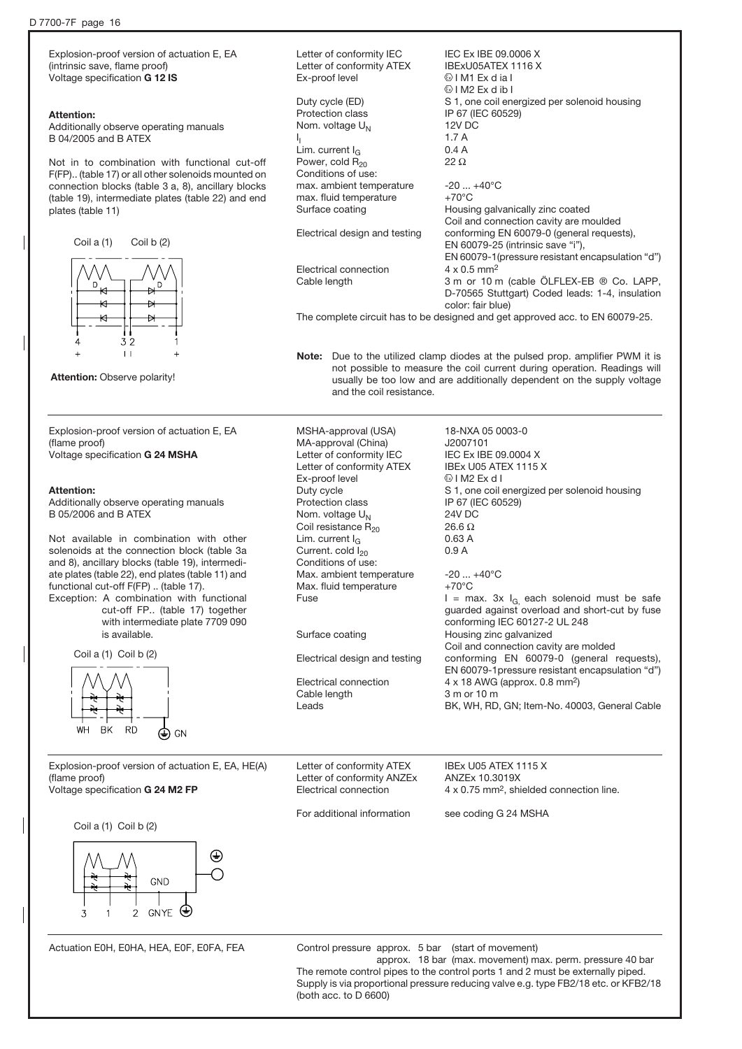Explosion-proof version of actuation E, EA (intrinsic save, flame proof)
Voltage specification **G 12 IS**

**Attention:**
Additionally observe operating manuals B 04/2005 and B ATEX

Not in to combination with functional cut-off F(FP).. (table 17) or all other solenoids mounted on connection blocks (table 3 a, 8), ancillary blocks (table 19), intermediate plates (table 22) and end plates (table 11)

Coil a (1) Coil b (2)

4 + 3 2 1 +

**Attention:** Observe polarity!

| | |
|---|---|
| Letter of conformity IEC | IEC Ex IBE 09.0006 X |
| Letter of conformity ATEX | IBExU05ATEX 1116 X |
| Ex-proof level | Ⓔ I M1 Ex d ia I<br>Ⓔ I M2 Ex d ib I |
| Duty cycle (ED) | S 1, one coil energized per solenoid housing |
| Protection class | IP 67 (IEC 60529) |
| Nom. voltage $U_N$ | 12V DC |
| $I_I$ | 1.7 A |
| Lim. current $I_G$ | 0.4 A |
| Power, cold $R_{20}$ | 22 Ω |
| Conditions of use: | |
| max. ambient temperature | -20 ... +40°C |
| max. fluid temperature | +70°C |
| Surface coating | Housing galvanically zinc coated<br>Coil and connection cavity are moulded |
| Electrical design and testing | conforming EN 60079-0 (general requests), EN 60079-25 (intrinsic save "i"), EN 60079-1(pressure resistant encapsulation "d") |
| Electrical connection | 4 x 0.5 mm² |
| Cable length | 3 m or 10 m (cable ÖLFLEX-EB ® Co. LAPP, D-70565 Stuttgart) Coded leads: 1-4, insulation color: fair blue) |

The complete circuit has to be designed and get approved acc. to EN 60079-25.

**Note:** Due to the utilized clamp diodes at the pulsed prop. amplifier PWM it is not possible to measure the coil current during operation. Readings will usually be too low and are additionally dependent on the supply voltage and the coil resistance.

---

Explosion-proof version of actuation E, EA (flame proof)
Voltage specification **G 24 MSHA**

**Attention:**
Additionally observe operating manuals B 05/2006 and B ATEX

Not available in combination with other solenoids at the connection block (table 3a and 8), ancillary blocks (table 19), intermediate plates (table 22), end plates (table 11) and functional cut-off F(FP) .. (table 17).
Exception: A combination with functional cut-off FP.. (table 17) together with intermediate plate 7709 090 is available.

Coil a (1) Coil b (2)

WH BK RD GN

| | |
|---|---|
| MSHA-approval (USA) | 18-NXA 05 0003-0 |
| MA-approval (China) | J2007101 |
| Letter of conformity IEC | IEC Ex IBE 09.0004 X |
| Letter of conformity ATEX | IBEx U05 ATEX 1115 X |
| Ex-proof level | Ⓔ I M2 Ex d I |
| Duty cycle | S 1, one coil energized per solenoid housing |
| Protection class | IP 67 (IEC 60529) |
| Nom. voltage $U_N$ | 24V DC |
| Coil resistance $R_{20}$ | 26.6 Ω |
| Lim. current $I_G$ | 0.63 A |
| Current. cold $I_{20}$ | 0.9 A |
| Conditions of use: | |
| Max. ambient temperature | -20 ... +40°C |
| Max. fluid temperature | +70°C |
| Fuse | I = max. 3x $I_G$, each solenoid must be safe guarded against overload and short-cut by fuse conforming IEC 60127-2 UL 248 |
| Surface coating | Housing zinc galvanized<br>Coil and connection cavity are molded |
| Electrical design and testing | conforming EN 60079-0 (general requests), EN 60079-1pressure resistant encapsulation "d") |
| Electrical connection | 4 x 18 AWG (approx. 0.8 mm²) |
| Cable length | 3 m or 10 m |
| Leads | BK, WH, RD, GN; Item-No. 40003, General Cable |

---

Explosion-proof version of actuation E, EA, HE(A) (flame proof)
Voltage specification **G 24 M2 FP**

Coil a (1) Coil b (2)

GND

3 1 2 GNYE

| | |
|---|---|
| Letter of conformity ATEX | IBEx U05 ATEX 1115 X |
| Letter of conformity ANZEx | ANZEx 10.3019X |
| Electrical connection | 4 x 0.75 mm², shielded connection line. |
| For additional information | see coding G 24 MSHA |

---

Actuation E0H, E0HA, HEA, E0F, E0FA, FEA

Control pressure approx. 5 bar (start of movement)
approx. 18 bar (max. movement) max. perm. pressure 40 bar
The remote control pipes to the control ports 1 and 2 must be externally piped.
Supply is via proportional pressure reducing valve e.g. type FB2/18 etc. or KFB2/18 (both acc. to D 6600)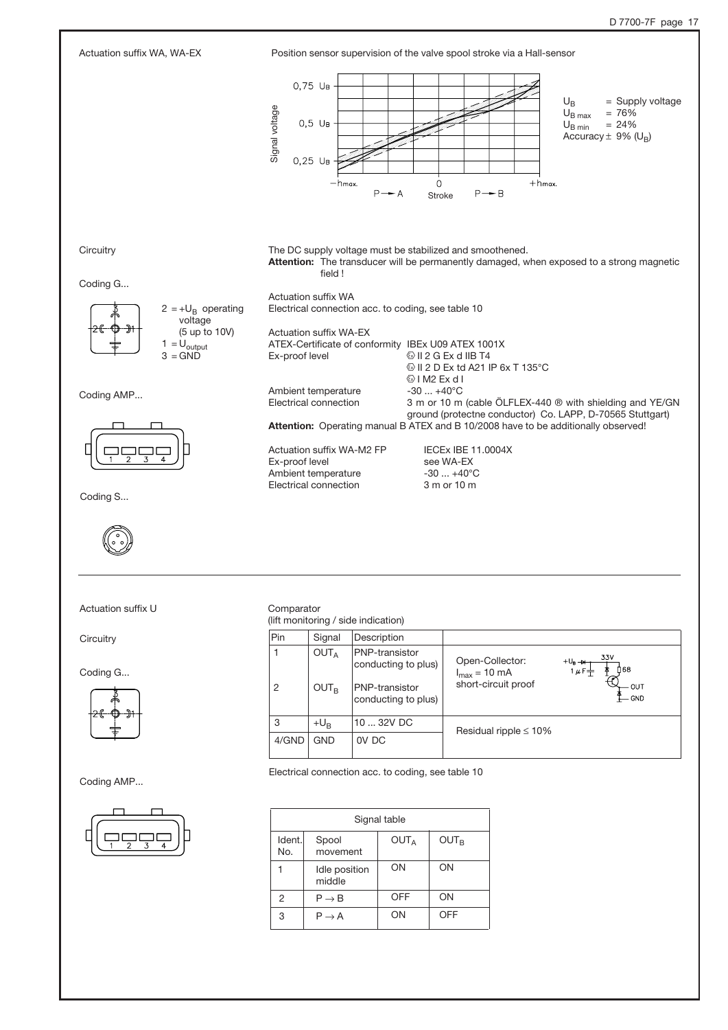Actuation suffix WA, WA-EX

Position sensor supervision of the valve spool stroke via a Hall-sensor

Signal voltage: 0,75 $U_B$ / 0,5 $U_B$ / 0,25 $U_B$

Stroke: $-h_{max.}$ — $P \rightarrow A$ — 0 — $P \rightarrow B$ — $+h_{max.}$

$U_B$ = Supply voltage
$U_{B\,max}$ = 76%
$U_{B\,min}$ = 24%
Accuracy ± 9% ($U_B$)

Circuitry

The DC supply voltage must be stabilized and smoothened.
**Attention:** The transducer will be permanently damaged, when exposed to a strong magnetic field !

Coding G...

2 = $+U_B$ operating voltage (5 up to 10V)
1 = $U_{output}$
3 = GND

Actuation suffix WA
Electrical connection acc. to coding, see table 10

Actuation suffix WA-EX

| | |
|---|---|
| ATEX-Certificate of conformity | IBEx U09 ATEX 1001X |
| Ex-proof level | ⟨Ex⟩ II 2 G Ex d IIB T4 |
| | ⟨Ex⟩ II 2 D Ex td A21 IP 6x T 135°C |
| | ⟨Ex⟩ I M2 Ex d I |
| Ambient temperature | -30 ... +40°C |
| Electrical connection | 3 m or 10 m (cable ÖLFLEX-440 ® with shielding and YE/GN ground (protectne conductor) Co. LAPP, D-70565 Stuttgart) |

**Attention:** Operating manual B ATEX and B 10/2008 have to be additionally observed!

Coding AMP...

| | |
|---|---|
| Actuation suffix WA-M2 FP | IECEx IBE 11.0004X |
| Ex-proof level | see WA-EX |
| Ambient temperature | -30 ... +40°C |
| Electrical connection | 3 m or 10 m |

Coding S...

---

Actuation suffix U

Circuitry

Coding G...

Coding AMP...

Comparator
(lift monitoring / side indication)

| Pin | Signal | Description | |
|---|---|---|---|
| 1 | $OUT_A$ | PNP-transistor conducting to plus) | Open-Collector: $I_{max}$ = 10 mA short-circuit proof |
| 2 | $OUT_B$ | PNP-transistor conducting to plus) | |
| 3 | $+U_B$ | 10 ... 32V DC | Residual ripple ≤ 10% |
| 4/GND | GND | 0V DC | |

Electrical connection acc. to coding, see table 10

| Signal table | | | |
|---|---|---|---|
| Ident. No. | Spool movement | $OUT_A$ | $OUT_B$ |
| 1 | Idle position middle | ON | ON |
| 2 | $P \rightarrow B$ | OFF | ON |
| 3 | $P \rightarrow A$ | ON | OFF |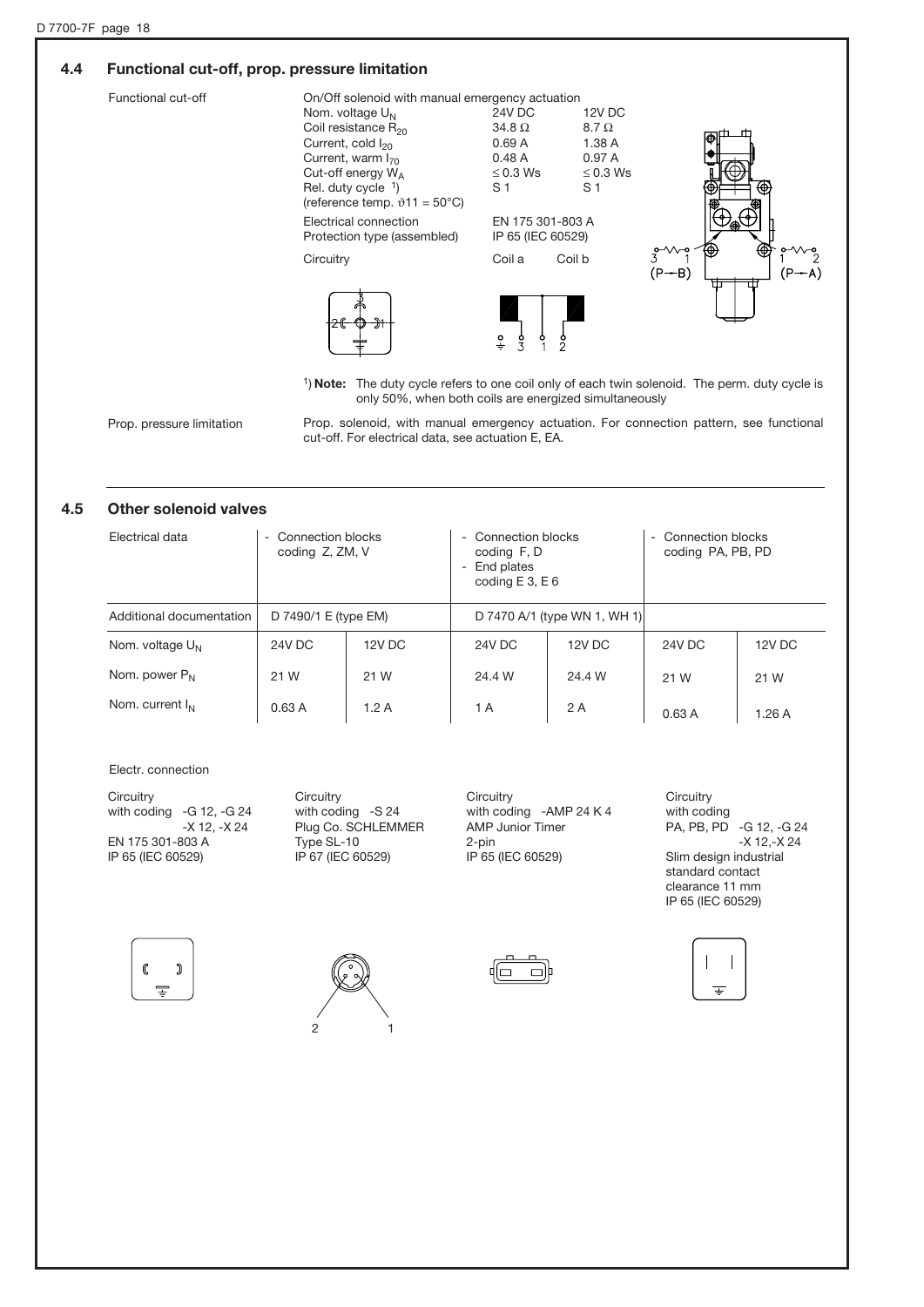## 4.4 Functional cut-off, prop. pressure limitation

**Functional cut-off**

On/Off solenoid with manual emergency actuation

| | 24V DC | 12V DC |
|---|---|---|
| Nom. voltage $U_N$ | 24V DC | 12V DC |
| Coil resistance $R_{20}$ | 34.8 Ω | 8.7 Ω |
| Current, cold $I_{20}$ | 0.69 A | 1.38 A |
| Current, warm $I_{70}$ | 0.48 A | 0.97 A |
| Cut-off energy $W_A$ | ≤ 0.3 Ws | ≤ 0.3 Ws |
| Rel. duty cycle [1] (reference temp. $\vartheta 11 = 50°C$) | S 1 | S 1 |
| Electrical connection | EN 175 301-803 A | |
| Protection type (assembled) | IP 65 (IEC 60529) | |
| Circuitry | Coil a | Coil b |

3 1 (P→B) 1 2 (P→A)

[1] **Note:** The duty cycle refers to one coil only of each twin solenoid. The perm. duty cycle is only 50%, when both coils are energized simultaneously

**Prop. pressure limitation**

Prop. solenoid, with manual emergency actuation. For connection pattern, see functional cut-off. For electrical data, see actuation E, EA.

## 4.5 Other solenoid valves

| Electrical data | - Connection blocks coding Z, ZM, V | | - Connection blocks coding F, D<br>- End plates coding E 3, E 6 | | - Connection blocks coding PA, PB, PD | |
|---|---|---|---|---|---|---|
| Additional documentation | D 7490/1 E (type EM) | | D 7470 A/1 (type WN 1, WH 1) | | | |
| Nom. voltage $U_N$ | 24V DC | 12V DC | 24V DC | 12V DC | 24V DC | 12V DC |
| Nom. power $P_N$ | 21 W | 21 W | 24.4 W | 24.4 W | 21 W | 21 W |
| Nom. current $I_N$ | 0.63 A | 1.2 A | 1 A | 2 A | 0.63 A | 1.26 A |

Electr. connection

Circuitry with coding -G 12, -G 24, -X 12, -X 24
EN 175 301-803 A
IP 65 (IEC 60529)

Circuitry with coding -S 24
Plug Co. SCHLEMMER
Type SL-10
IP 67 (IEC 60529)

Circuitry with coding -AMP 24 K 4
AMP Junior Timer
2-pin
IP 65 (IEC 60529)

Circuitry with coding PA, PB, PD -G 12, -G 24, -X 12,-X 24
Slim design industrial standard contact clearance 11 mm
IP 65 (IEC 60529)

2 1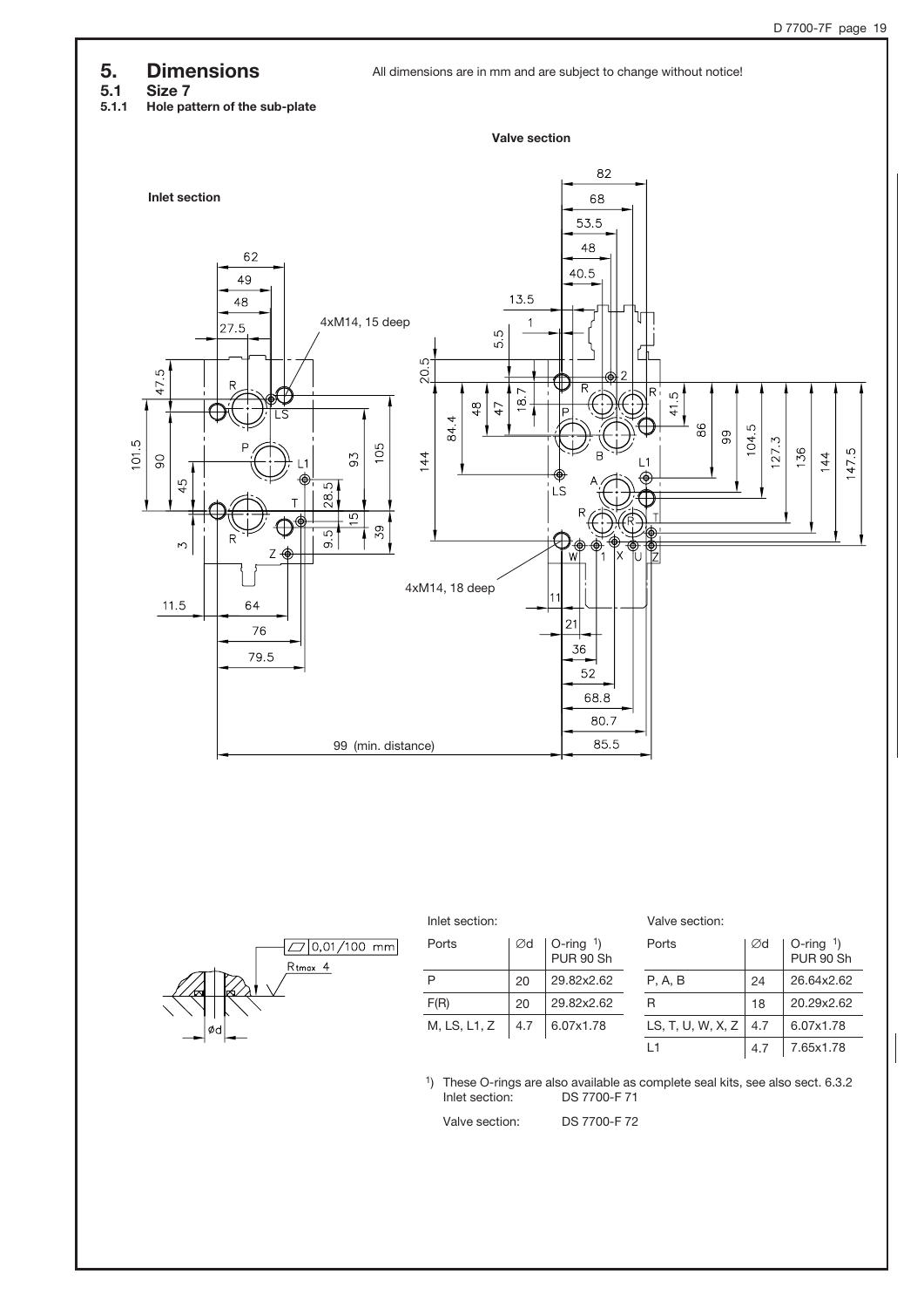# 5. Dimensions

All dimensions are in mm and are subject to change without notice!

## 5.1 Size 7

### 5.1.1 Hole pattern of the sub-plate

Inlet section: 4xM14, 15 deep

Valve section: 4xM14, 18 deep

99 (min. distance)

Inlet section:

| Ports | Ød | O-ring [1] PUR 90 Sh |
|---|---|---|
| P | 20 | 29.82x2.62 |
| F(R) | 20 | 29.82x2.62 |
| M, LS, L1, Z | 4.7 | 6.07x1.78 |

Valve section:

| Ports | Ød | O-ring [1] PUR 90 Sh |
|---|---|---|
| P, A, B | 24 | 26.64x2.62 |
| R | 18 | 20.29x2.62 |
| LS, T, U, W, X, Z | 4.7 | 6.07x1.78 |
| L1 | 4.7 | 7.65x1.78 |

[1] These O-rings are also available as complete seal kits, see also sect. 6.3.2

Inlet section: DS 7700-F 71

Valve section: DS 7700-F 72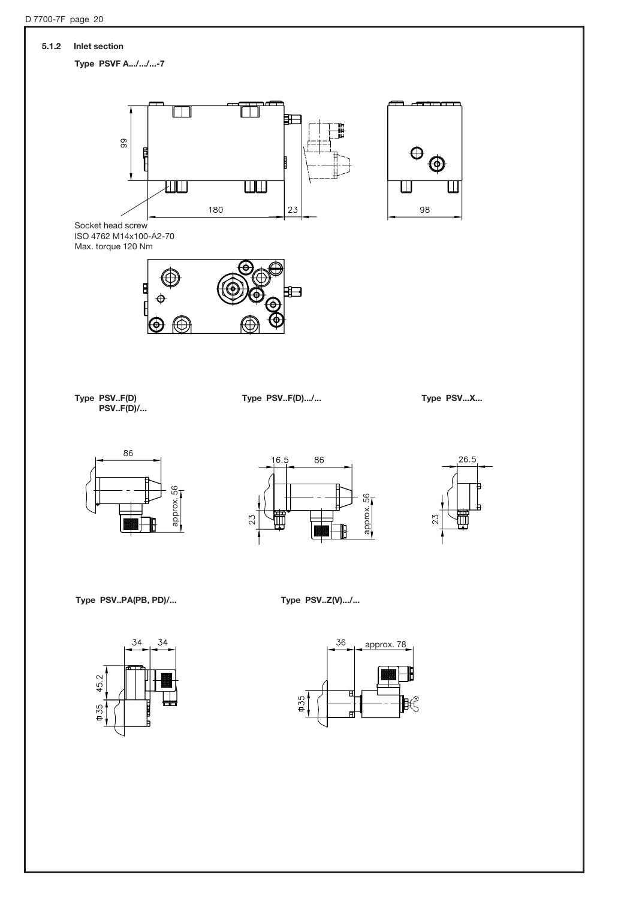### 5.1.2 Inlet section

**Type PSVF A.../.../...-7**

99

180

23

98

Socket head screw
ISO 4762 M14x100-A2-70
Max. torque 120 Nm

**Type PSV..F(D)**
**PSV..F(D)/...**

86

approx. 56

**Type PSV..F(D).../...**

16.5

86

23

approx. 56

**Type PSV...X...**

26.5

23

**Type PSV..PA(PB, PD)/...**

34

34

45.2

ф35

**Type PSV..Z(V).../...**

36

approx. 78

ф35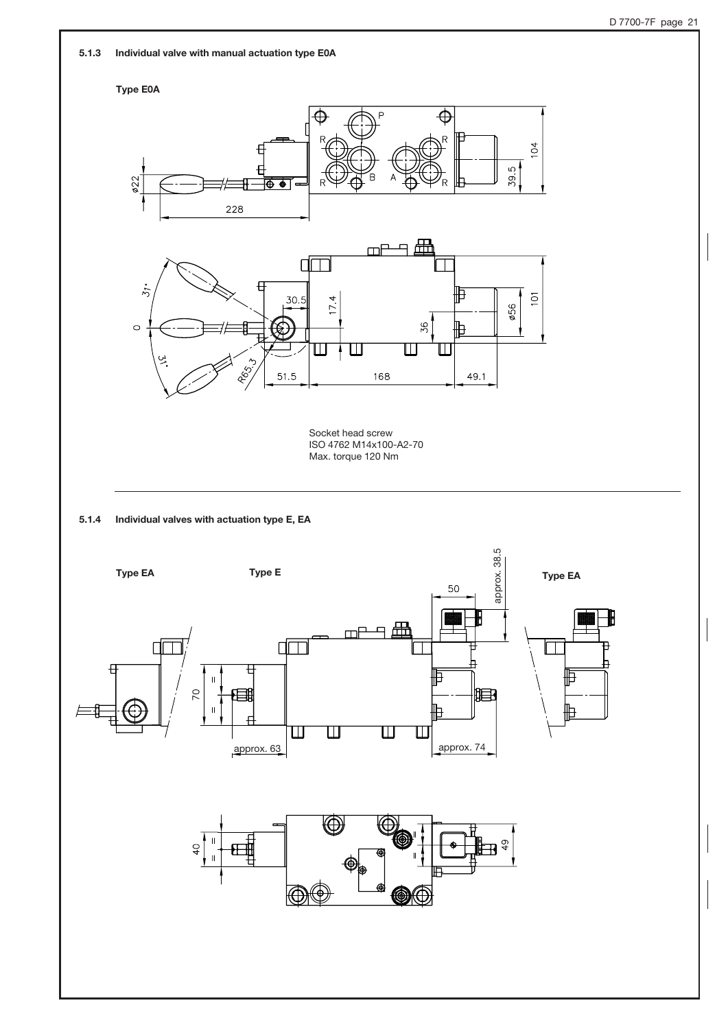### 5.1.3 Individual valve with manual actuation type E0A

**Type E0A**

Socket head screw
ISO 4762 M14x100-A2-70
Max. torque 120 Nm

### 5.1.4 Individual valves with actuation type E, EA

**Type EA** **Type E** **Type EA**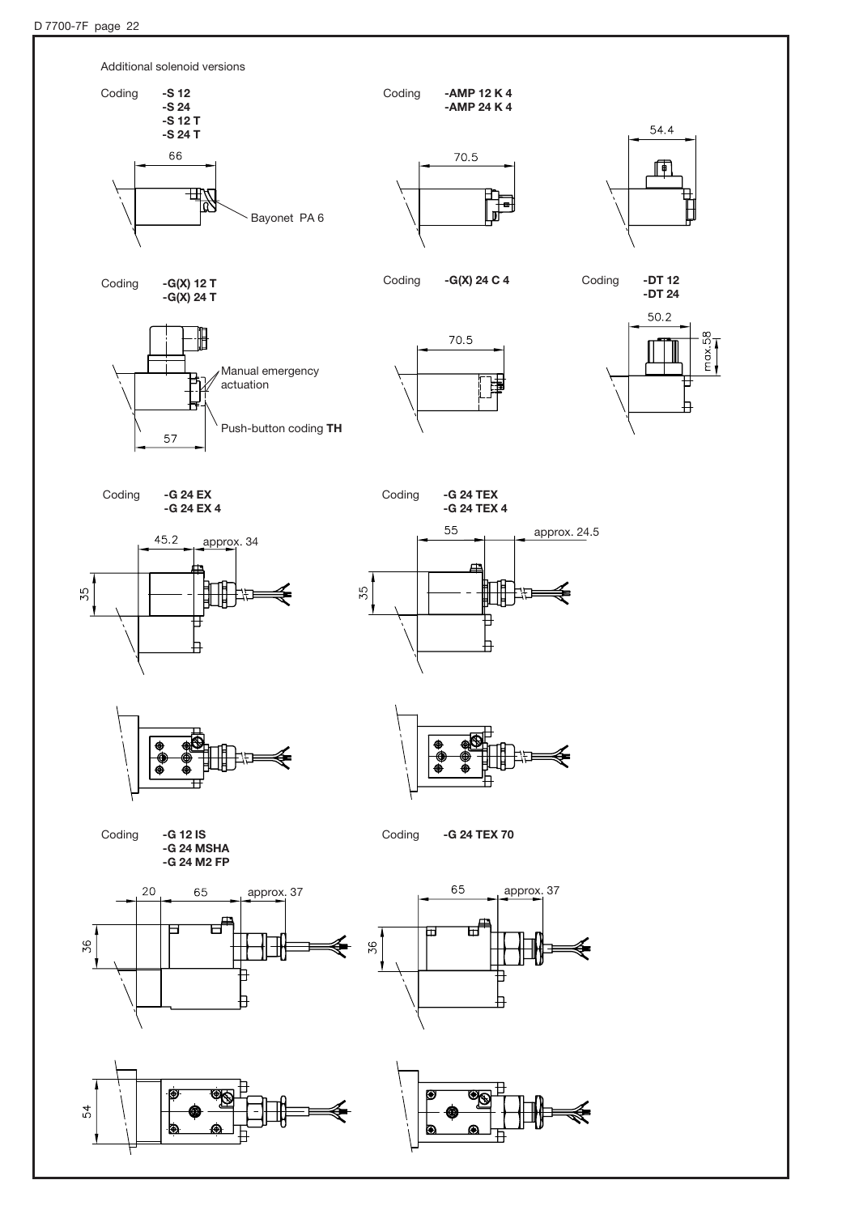Additional solenoid versions

Coding **-S 12**
**-S 24**
**-S 12 T**
**-S 24 T**

66

Bayonet PA 6

Coding **-AMP 12 K 4**
**-AMP 24 K 4**

70.5

54.4

Coding **-G(X) 12 T**
**-G(X) 24 T**

Manual emergency actuation

Push-button coding **TH**

57

Coding **-G(X) 24 C 4**

70.5

Coding **-DT 12**
**-DT 24**

50.2

max.58

Coding **-G 24 EX**
**-G 24 EX 4**

45.2 approx. 34

35

Coding **-G 24 TEX**
**-G 24 TEX 4**

55 approx. 24.5

35

Coding **-G 12 IS**
**-G 24 MSHA**
**-G 24 M2 FP**

20 65 approx. 37

36

54

Coding **-G 24 TEX 70**

65 approx. 37

36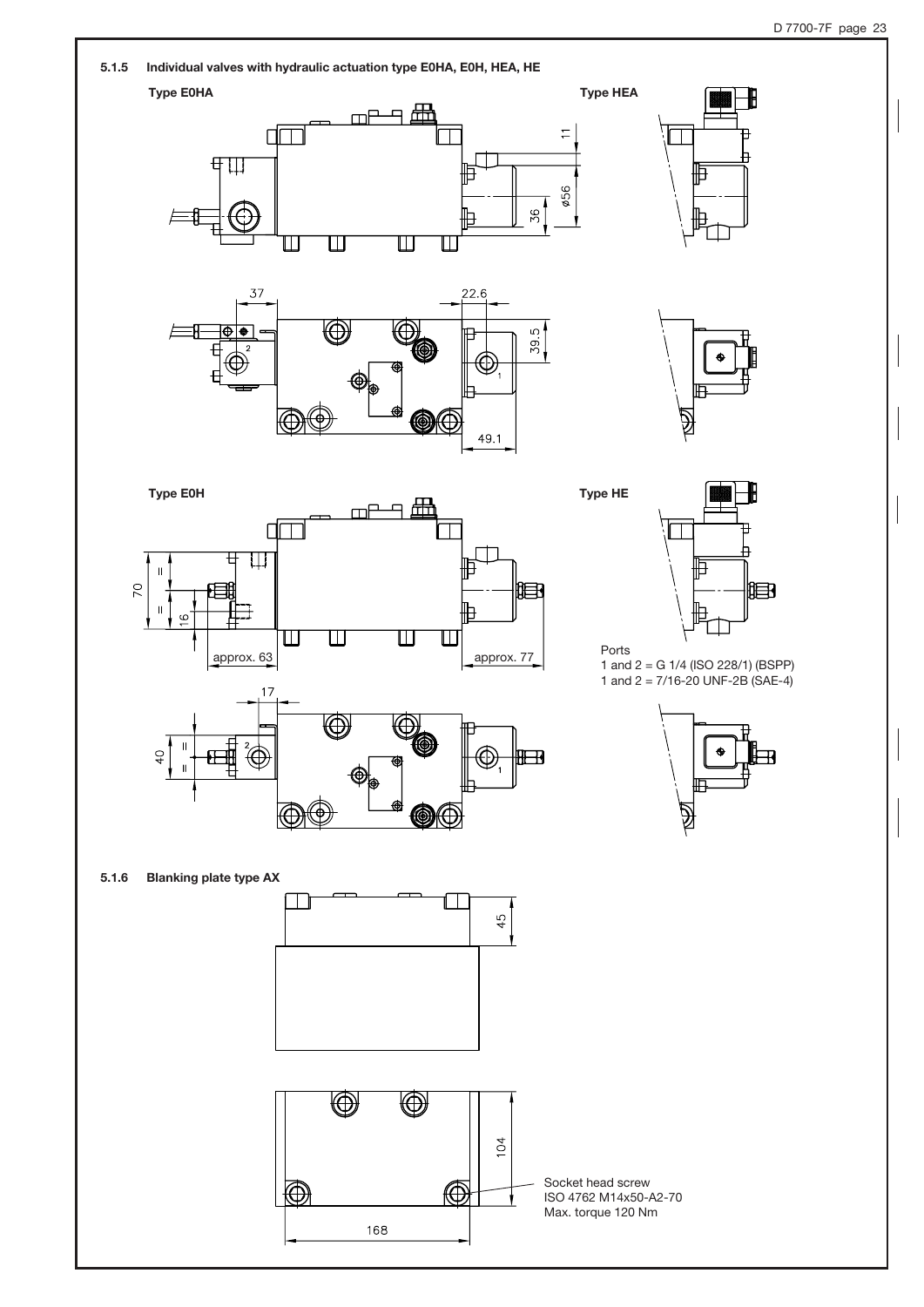### 5.1.5 Individual valves with hydraulic actuation type E0HA, E0H, HEA, HE

**Type E0HA**

**Type HEA**

11

ø56

36

37

22.6

39.5

49.1

**Type E0H**

**Type HE**

70

16

approx. 63

approx. 77

17

40

Ports
1 and 2 = G 1/4 (ISO 228/1) (BSPP)
1 and 2 = 7/16-20 UNF-2B (SAE-4)

### 5.1.6 Blanking plate type AX

45

104

168

Socket head screw
ISO 4762 M14x50-A2-70
Max. torque 120 Nm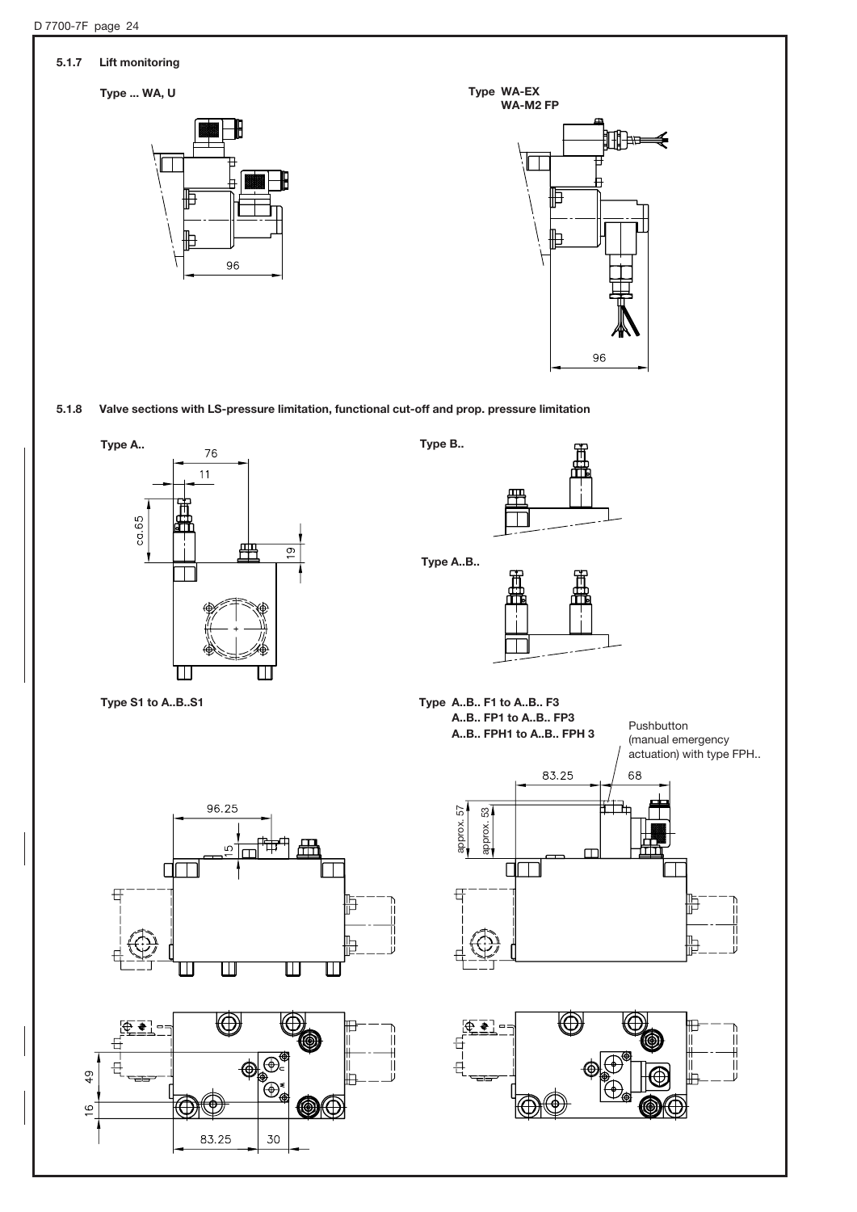#### 5.1.7 Lift monitoring

**Type ... WA, U**

96

**Type WA-EX**
**WA-M2 FP**

96

#### 5.1.8 Valve sections with LS-pressure limitation, functional cut-off and prop. pressure limitation

**Type A..**

76

11

ca.65

19

**Type B..**

**Type A..B..**

**Type S1 to A..B..S1**

96.25

15

49

16

83.25

30

**Type A..B.. F1 to A..B.. F3**
**A..B.. FP1 to A..B.. FP3**
**A..B.. FPH1 to A..B.. FPH 3**

Pushbutton (manual emergency actuation) with type FPH..

83.25

68

approx. 57

approx. 53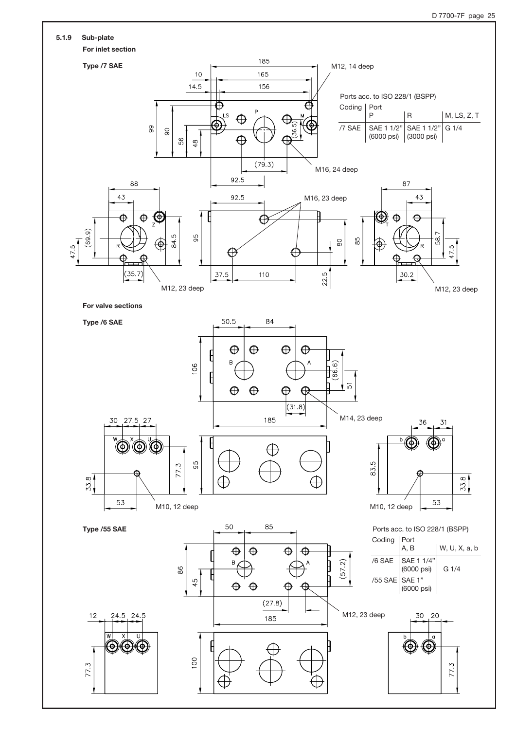### 5.1.9 Sub-plate

**For inlet section**

**Type /7 SAE**

M12, 14 deep

M16, 24 deep

M16, 23 deep

M12, 23 deep

Ports acc. to ISO 228/1 (BSPP)

| Coding | Port P | R | M, LS, Z, T |
|---|---|---|---|
| /7 SAE | SAE 1 1/2" (6000 psi) | SAE 1 1/2" (3000 psi) | G 1/4 |

**For valve sections**

**Type /6 SAE**

M14, 23 deep

M10, 12 deep

**Type /55 SAE**

M12, 23 deep

Ports acc. to ISO 228/1 (BSPP)

| Coding | Port A, B | W, U, X, a, b |
|---|---|---|
| /6 SAE | SAE 1 1/4" (6000 psi) | G 1/4 |
| /55 SAE | SAE 1" (6000 psi) | |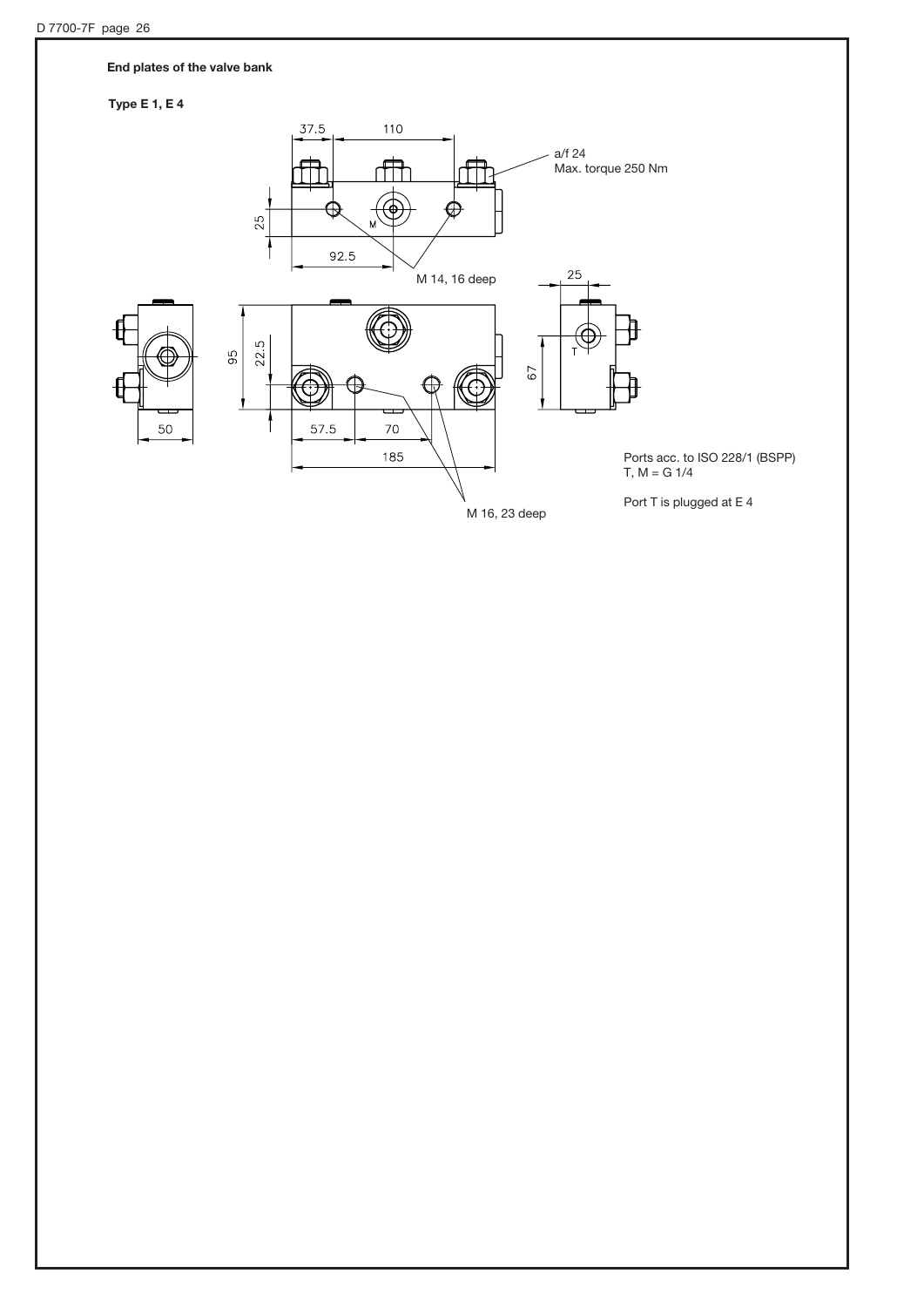## End plates of the valve bank

### Type E 1, E 4

a/f 24
Max. torque 250 Nm

M 14, 16 deep

M 16, 23 deep

Ports acc. to ISO 228/1 (BSPP)
T, M = G 1/4

Port T is plugged at E 4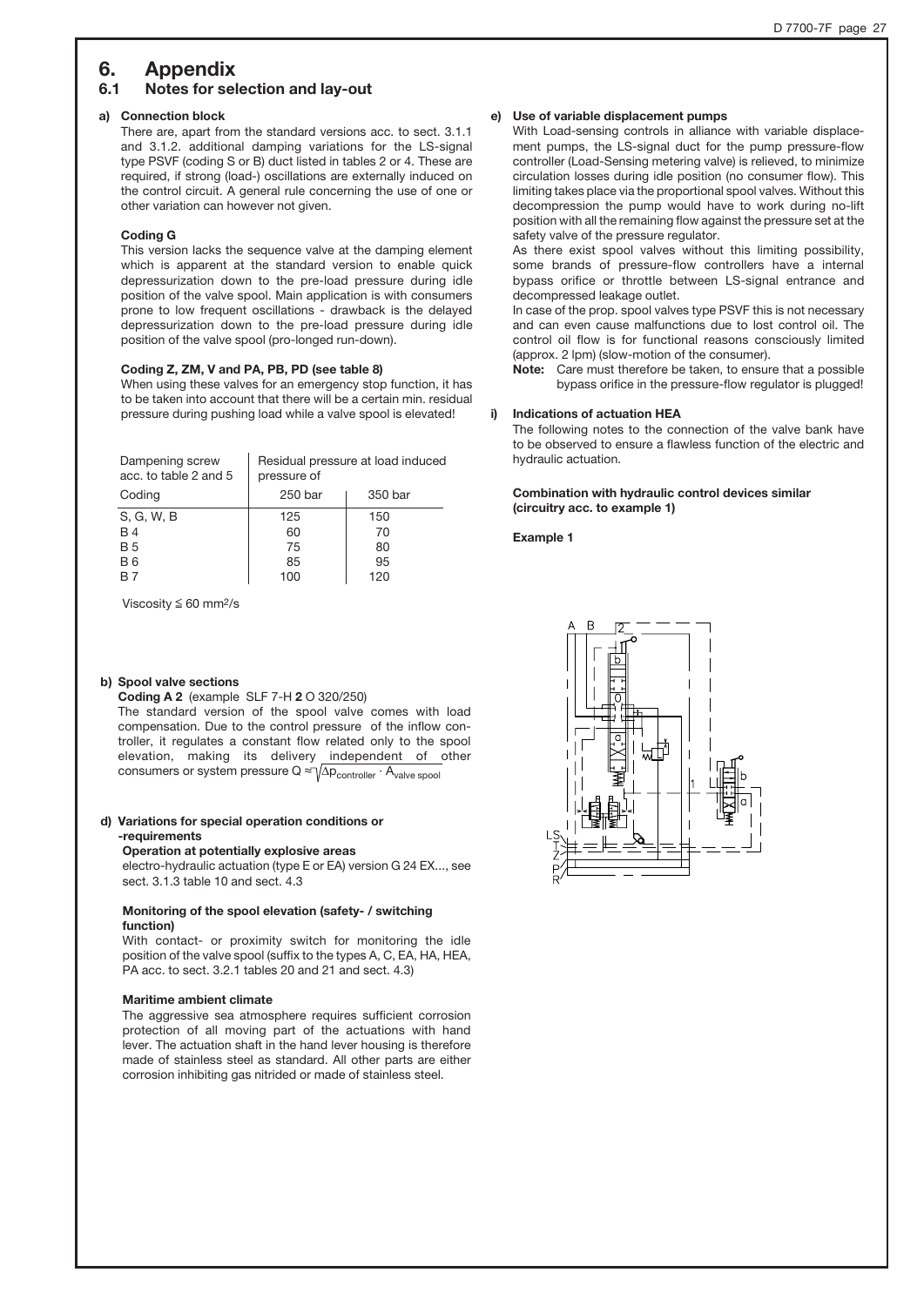# 6. Appendix

## 6.1 Notes for selection and lay-out

### a) Connection block

There are, apart from the standard versions acc. to sect. 3.1.1 and 3.1.2. additional damping variations for the LS-signal type PSVF (coding S or B) duct listed in tables 2 or 4. These are required, if strong (load-) oscillations are externally induced on the control circuit. A general rule concerning the use of one or other variation can however not given.

**Coding G**

This version lacks the sequence valve at the damping element which is apparent at the standard version to enable quick depressurization down to the pre-load pressure during idle position of the valve spool. Main application is with consumers prone to low frequent oscillations - drawback is the delayed depressurization down to the pre-load pressure during idle position of the valve spool (pro-longed run-down).

**Coding Z, ZM, V and PA, PB, PD (see table 8)**

When using these valves for an emergency stop function, it has to be taken into account that there will be a certain min. residual pressure during pushing load while a valve spool is elevated!

| Dampening screw acc. to table 2 and 5 | Residual pressure at load induced pressure of | |
|---|---|---|
| Coding | 250 bar | 350 bar |
| S, G, W, B | 125 | 150 |
| B 4 | 60 | 70 |
| B 5 | 75 | 80 |
| B 6 | 85 | 95 |
| B 7 | 100 | 120 |

Viscosity ≦ 60 mm²/s

### b) Spool valve sections

**Coding A 2** (example SLF 7-H **2** O 320/250)

The standard version of the spool valve comes with load compensation. Due to the control pressure of the inflow controller, it regulates a constant flow related only to the spool elevation, making its delivery independent of other consumers or system pressure $Q \approx \sqrt{\Delta p_{controller}} \cdot A_{valve\ spool}$

### d) Variations for special operation conditions or -requirements

**Operation at potentially explosive areas**

electro-hydraulic actuation (type E or EA) version G 24 EX..., see sect. 3.1.3 table 10 and sect. 4.3

**Monitoring of the spool elevation (safety- / switching function)**

With contact- or proximity switch for monitoring the idle position of the valve spool (suffix to the types A, C, EA, HA, HEA, PA acc. to sect. 3.2.1 tables 20 and 21 and sect. 4.3)

**Maritime ambient climate**

The aggressive sea atmosphere requires sufficient corrosion protection of all moving part of the actuations with hand lever. The actuation shaft in the hand lever housing is therefore made of stainless steel as standard. All other parts are either corrosion inhibiting gas nitrided or made of stainless steel.

### e) Use of variable displacement pumps

With Load-sensing controls in alliance with variable displacement pumps, the LS-signal duct for the pump pressure-flow controller (Load-Sensing metering valve) is relieved, to minimize circulation losses during idle position (no consumer flow). This limiting takes place via the proportional spool valves. Without this decompression the pump would have to work during no-lift position with all the remaining flow against the pressure set at the safety valve of the pressure regulator.

As there exist spool valves without this limiting possibility, some brands of pressure-flow controllers have a internal bypass orifice or throttle between LS-signal entrance and decompressed leakage outlet.

In case of the prop. spool valves type PSVF this is not necessary and can even cause malfunctions due to lost control oil. The control oil flow is for functional reasons consciously limited (approx. 2 lpm) (slow-motion of the consumer).

**Note:** Care must therefore be taken, to ensure that a possible bypass orifice in the pressure-flow regulator is plugged!

### i) Indications of actuation HEA

The following notes to the connection of the valve bank have to be observed to ensure a flawless function of the electric and hydraulic actuation.

**Combination with hydraulic control devices similar (circuitry acc. to example 1)**

**Example 1**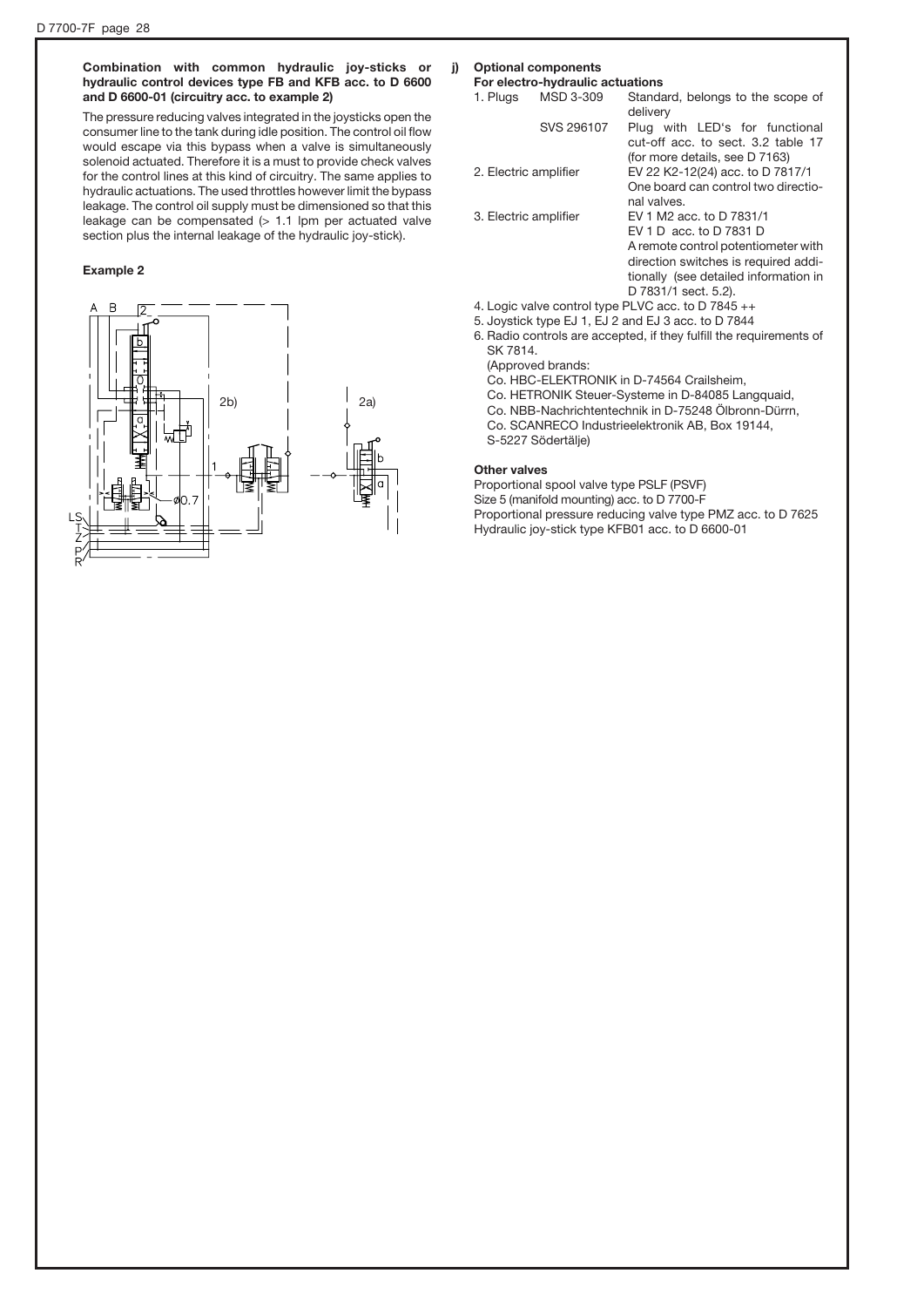**Combination with common hydraulic joy-sticks or hydraulic control devices type FB and KFB acc. to D 6600 and D 6600-01 (circuitry acc. to example 2)**

The pressure reducing valves integrated in the joysticks open the consumer line to the tank during idle position. The control oil flow would escape via this bypass when a valve is simultaneously solenoid actuated. Therefore it is a must to provide check valves for the control lines at this kind of circuitry. The same applies to hydraulic actuations. The used throttles however limit the bypass leakage. The control oil supply must be dimensioned so that this leakage can be compensated (> 1.1 lpm per actuated valve section plus the internal leakage of the hydraulic joy-stick).

**Example 2**

**j) Optional components**

**For electro-hydraulic actuations**

| | | |
|---|---|---|
| 1. Plugs | MSD 3-309 | Standard, belongs to the scope of delivery |
| | SVS 296107 | Plug with LED's for functional cut-off acc. to sect. 3.2 table 17 (for more details, see D 7163) |
| 2. Electric amplifier | | EV 22 K2-12(24) acc. to D 7817/1 One board can control two directional valves. |
| 3. Electric amplifier | | EV 1 M2 acc. to D 7831/1 EV 1 D acc. to D 7831 D A remote control potentiometer with direction switches is required additionally (see detailed information in D 7831/1 sect. 5.2). |

4. Logic valve control type PLVC acc. to D 7845 ++
5. Joystick type EJ 1, EJ 2 and EJ 3 acc. to D 7844
6. Radio controls are accepted, if they fulfill the requirements of SK 7814.
   (Approved brands:
   Co. HBC-ELEKTRONIK in D-74564 Crailsheim,
   Co. HETRONIK Steuer-Systeme in D-84085 Langquaid,
   Co. NBB-Nachrichtentechnik in D-75248 Ölbronn-Dürrn,
   Co. SCANRECO Industrieelektronik AB, Box 19144,
   S-5227 Södertälje)

**Other valves**

Proportional spool valve type PSLF (PSVF)
Size 5 (manifold mounting) acc. to D 7700-F
Proportional pressure reducing valve type PMZ acc. to D 7625
Hydraulic joy-stick type KFB01 acc. to D 6600-01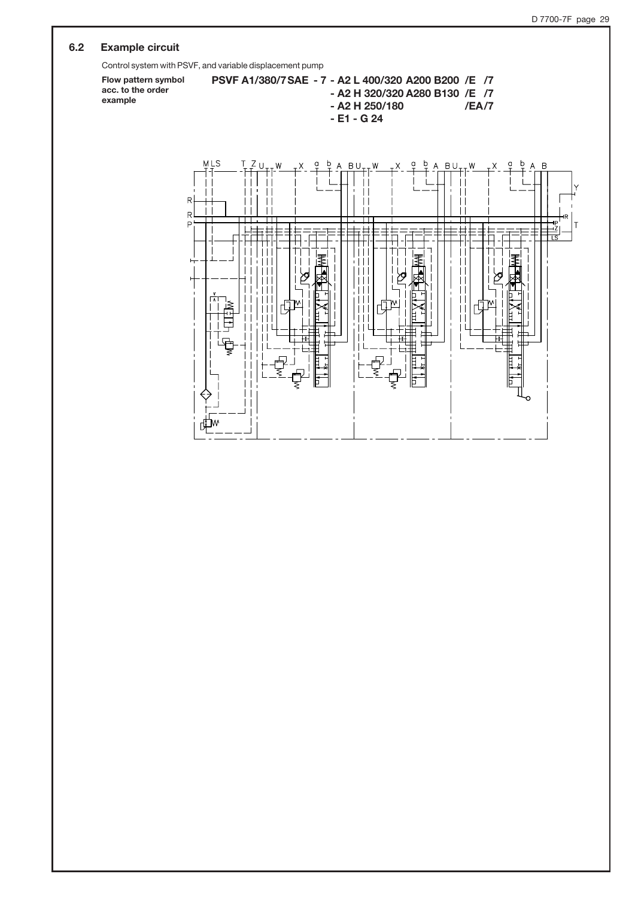## 6.2 Example circuit

Control system with PSVF, and variable displacement pump

**Flow pattern symbol acc. to the order example**

**PSVF A1/380/7SAE - 7 - A2 L 400/320 A200 B200 /E /7**
**- A2 H 320/320 A280 B130 /E /7**
**- A2 H 250/180 /EA/7**
**- E1 - G 24**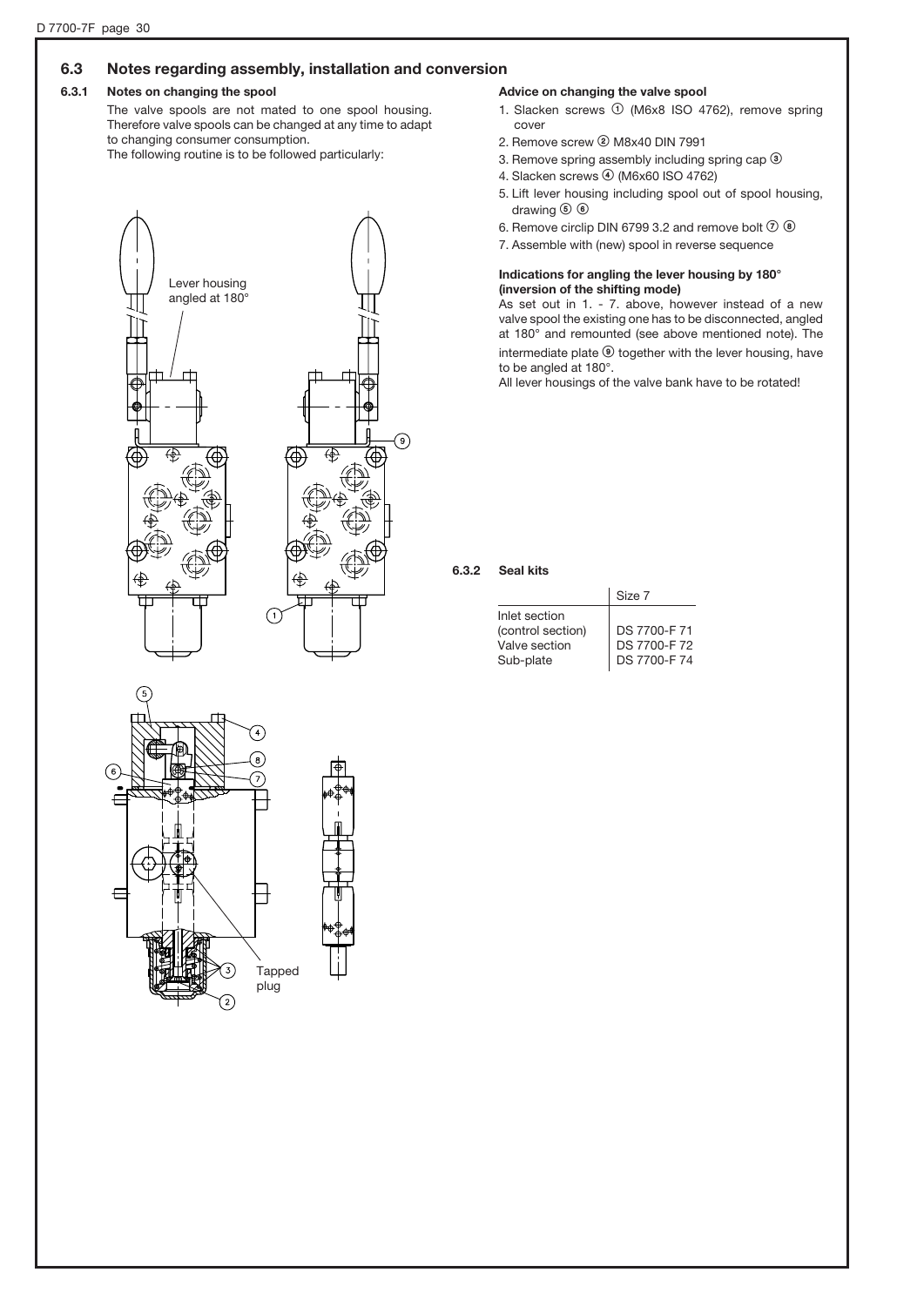## 6.3 Notes regarding assembly, installation and conversion

### 6.3.1 Notes on changing the spool

The valve spools are not mated to one spool housing. Therefore valve spools can be changed at any time to adapt to changing consumer consumption.
The following routine is to be followed particularly:

Lever housing angled at 180°

Tapped plug

**Advice on changing the valve spool**

1. Slacken screws ① (M6x8 ISO 4762), remove spring cover
2. Remove screw ② M8x40 DIN 7991
3. Remove spring assembly including spring cap ③
4. Slacken screws ④ (M6x60 ISO 4762)
5. Lift lever housing including spool out of spool housing, drawing ⑤ ⑥
6. Remove circlip DIN 6799 3.2 and remove bolt ⑦ ⑧
7. Assemble with (new) spool in reverse sequence

**Indications for angling the lever housing by 180° (inversion of the shifting mode)**

As set out in 1. - 7. above, however instead of a new valve spool the existing one has to be disconnected, angled at 180° and remounted (see above mentioned note). The intermediate plate ⑨ together with the lever housing, have to be angled at 180°.
All lever housings of the valve bank have to be rotated!

### 6.3.2 Seal kits

| | Size 7 |
|---|---|
| Inlet section (control section) | DS 7700-F 71 |
| Valve section | DS 7700-F 72 |
| Sub-plate | DS 7700-F 74 |